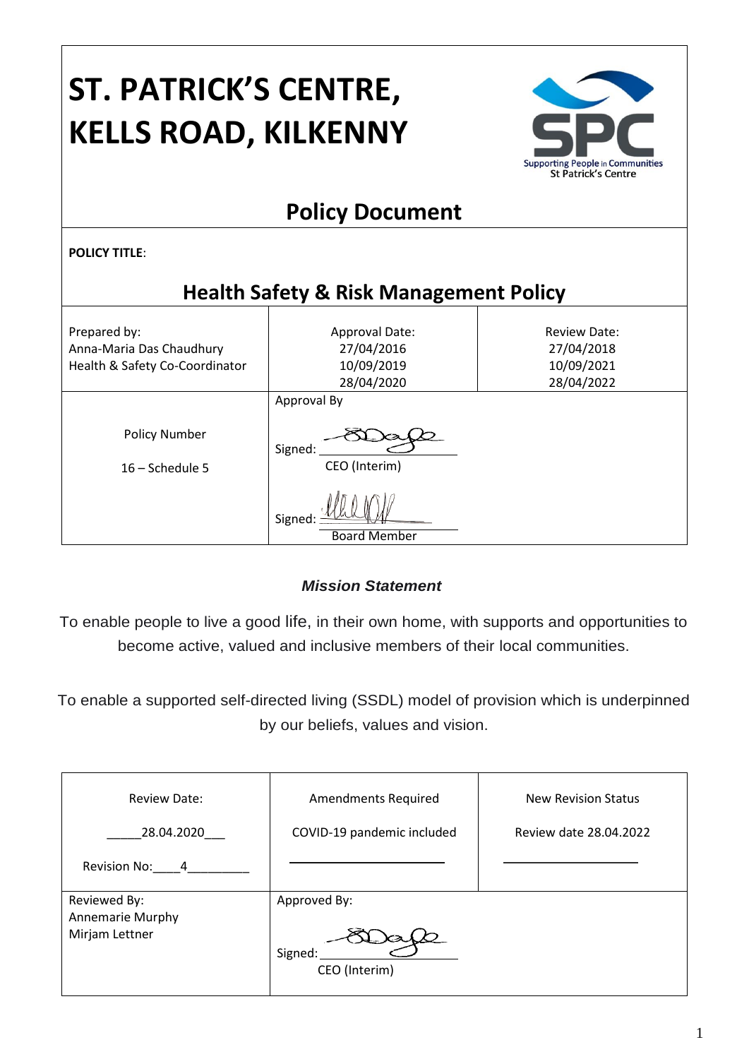# ST. PATRICK'S CENTRE, KELLS ROAD, KILKENNY

Supporting People in Communities
St Patrick's Centre

## Policy Document

**POLICY TITLE**:

## Health Safety & Risk Management Policy

| Prepared by: Anna-Maria Das Chaudhury Health & Safety Co-Coordinator | Approval Date: 27/04/2016 10/09/2019 28/04/2020 | Review Date: 27/04/2018 10/09/2021 28/04/2022 |
|---|---|---|
| Policy Number 16 – Schedule 5 | Approval By Signed: CEO (Interim) Signed: Board Member | |

### *Mission Statement*

To enable people to live a good life, in their own home, with supports and opportunities to become active, valued and inclusive members of their local communities.

To enable a supported self-directed living (SSDL) model of provision which is underpinned by our beliefs, values and vision.

| Review Date: ____28.04.2020___ Revision No:____4________ | Amendments Required COVID-19 pandemic included | New Revision Status Review date 28.04.2022 |
|---|---|---|
| Reviewed By: Annemarie Murphy Mirjam Lettner | Approved By: Signed: CEO (Interim) | |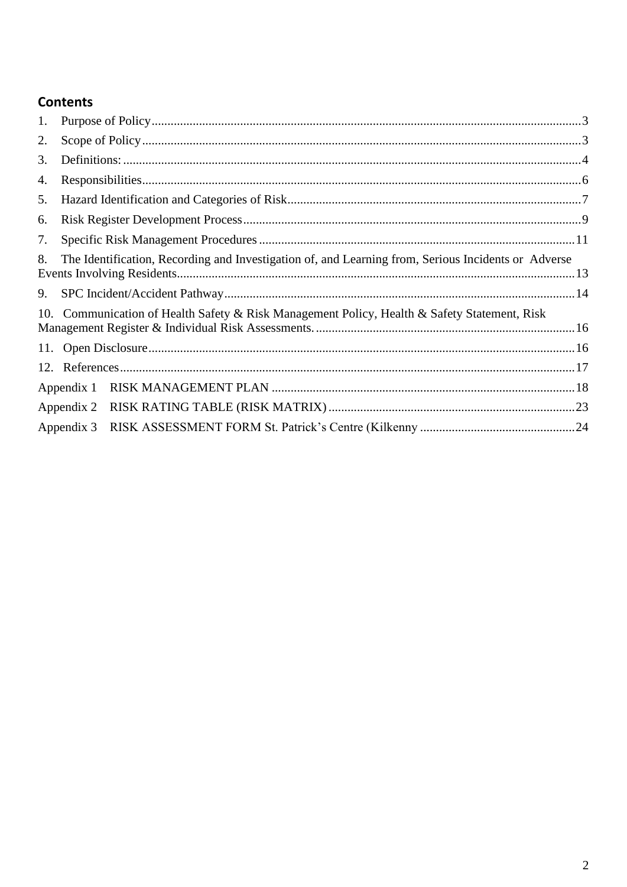## Contents

1. Purpose of Policy ........ 3
2. Scope of Policy ........ 3
3. Definitions: ........ 4
4. Responsibilities ........ 6
5. Hazard Identification and Categories of Risk ........ 7
6. Risk Register Development Process ........ 9
7. Specific Risk Management Procedures ........ 11
8. The Identification, Recording and Investigation of, and Learning from, Serious Incidents or Adverse Events Involving Residents ........ 13
9. SPC Incident/Accident Pathway ........ 14
10. Communication of Health Safety & Risk Management Policy, Health & Safety Statement, Risk Management Register & Individual Risk Assessments. ........ 16
11. Open Disclosure ........ 16
12. References ........ 17

Appendix 1 RISK MANAGEMENT PLAN ........ 18

Appendix 2 RISK RATING TABLE (RISK MATRIX) ........ 23

Appendix 3 RISK ASSESSMENT FORM St. Patrick's Centre (Kilkenny ........ 24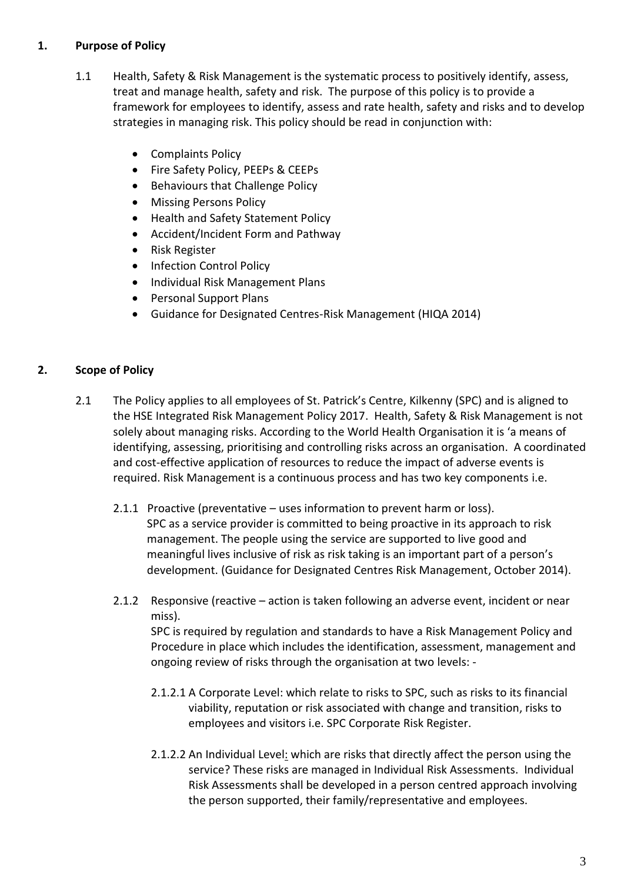## 1. Purpose of Policy

1.1 Health, Safety & Risk Management is the systematic process to positively identify, assess, treat and manage health, safety and risk. The purpose of this policy is to provide a framework for employees to identify, assess and rate health, safety and risks and to develop strategies in managing risk. This policy should be read in conjunction with:

- Complaints Policy
- Fire Safety Policy, PEEPs & CEEPs
- Behaviours that Challenge Policy
- Missing Persons Policy
- Health and Safety Statement Policy
- Accident/Incident Form and Pathway
- Risk Register
- Infection Control Policy
- Individual Risk Management Plans
- Personal Support Plans
- Guidance for Designated Centres-Risk Management (HIQA 2014)

## 2. Scope of Policy

2.1 The Policy applies to all employees of St. Patrick's Centre, Kilkenny (SPC) and is aligned to the HSE Integrated Risk Management Policy 2017. Health, Safety & Risk Management is not solely about managing risks. According to the World Health Organisation it is 'a means of identifying, assessing, prioritising and controlling risks across an organisation. A coordinated and cost-effective application of resources to reduce the impact of adverse events is required. Risk Management is a continuous process and has two key components i.e.

2.1.1 Proactive (preventative – uses information to prevent harm or loss). SPC as a service provider is committed to being proactive in its approach to risk management. The people using the service are supported to live good and meaningful lives inclusive of risk as risk taking is an important part of a person's development. (Guidance for Designated Centres Risk Management, October 2014).

2.1.2 Responsive (reactive – action is taken following an adverse event, incident or near miss). SPC is required by regulation and standards to have a Risk Management Policy and Procedure in place which includes the identification, assessment, management and ongoing review of risks through the organisation at two levels: -

2.1.2.1 A Corporate Level: which relate to risks to SPC, such as risks to its financial viability, reputation or risk associated with change and transition, risks to employees and visitors i.e. SPC Corporate Risk Register.

2.1.2.2 An Individual Level: which are risks that directly affect the person using the service? These risks are managed in Individual Risk Assessments. Individual Risk Assessments shall be developed in a person centred approach involving the person supported, their family/representative and employees.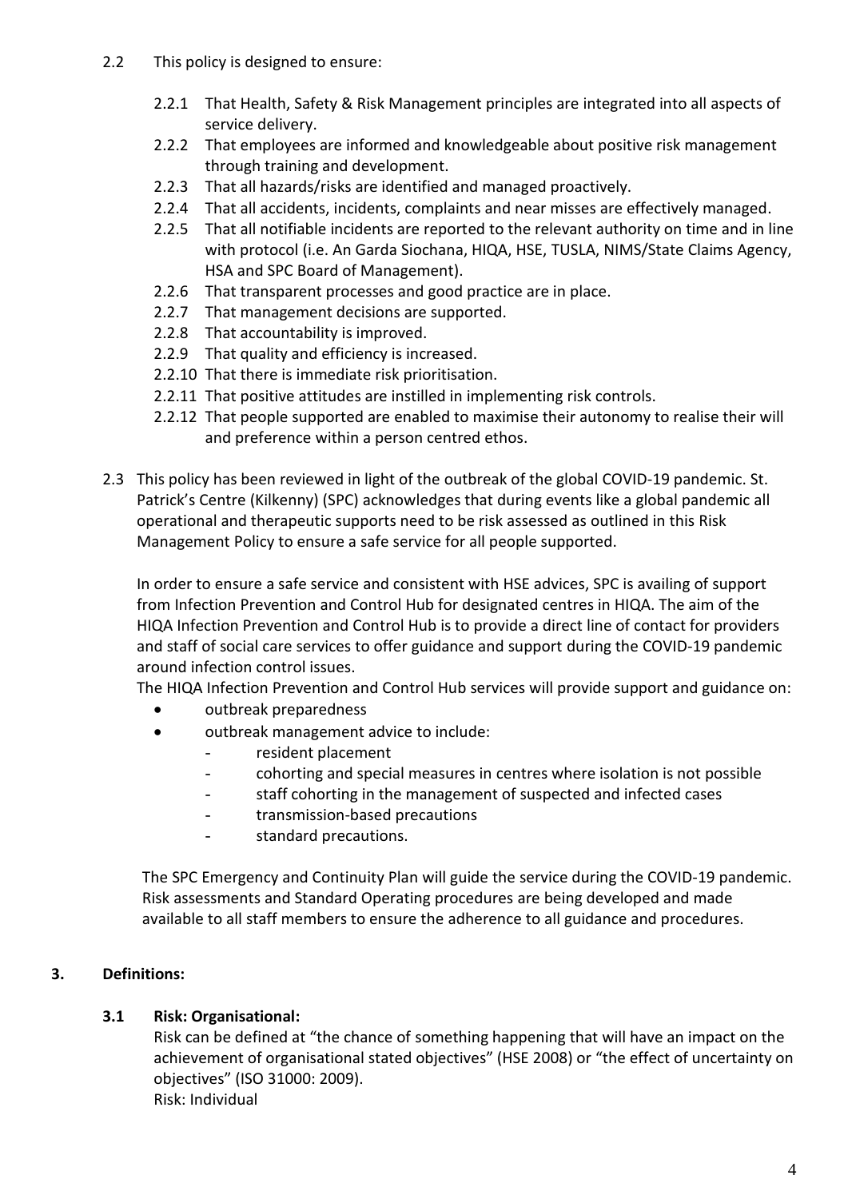2.2 This policy is designed to ensure:

- 2.2.1 That Health, Safety & Risk Management principles are integrated into all aspects of service delivery.
- 2.2.2 That employees are informed and knowledgeable about positive risk management through training and development.
- 2.2.3 That all hazards/risks are identified and managed proactively.
- 2.2.4 That all accidents, incidents, complaints and near misses are effectively managed.
- 2.2.5 That all notifiable incidents are reported to the relevant authority on time and in line with protocol (i.e. An Garda Siochana, HIQA, HSE, TUSLA, NIMS/State Claims Agency, HSA and SPC Board of Management).
- 2.2.6 That transparent processes and good practice are in place.
- 2.2.7 That management decisions are supported.
- 2.2.8 That accountability is improved.
- 2.2.9 That quality and efficiency is increased.
- 2.2.10 That there is immediate risk prioritisation.
- 2.2.11 That positive attitudes are instilled in implementing risk controls.
- 2.2.12 That people supported are enabled to maximise their autonomy to realise their will and preference within a person centred ethos.

2.3 This policy has been reviewed in light of the outbreak of the global COVID-19 pandemic. St. Patrick's Centre (Kilkenny) (SPC) acknowledges that during events like a global pandemic all operational and therapeutic supports need to be risk assessed as outlined in this Risk Management Policy to ensure a safe service for all people supported.

In order to ensure a safe service and consistent with HSE advices, SPC is availing of support from Infection Prevention and Control Hub for designated centres in HIQA. The aim of the HIQA Infection Prevention and Control Hub is to provide a direct line of contact for providers and staff of social care services to offer guidance and support during the COVID-19 pandemic around infection control issues.

The HIQA Infection Prevention and Control Hub services will provide support and guidance on:

- outbreak preparedness
- outbreak management advice to include:
  - resident placement
  - cohorting and special measures in centres where isolation is not possible
  - staff cohorting in the management of suspected and infected cases
  - transmission-based precautions
  - standard precautions.

The SPC Emergency and Continuity Plan will guide the service during the COVID-19 pandemic. Risk assessments and Standard Operating procedures are being developed and made available to all staff members to ensure the adherence to all guidance and procedures.

## 3. Definitions:

### 3.1 Risk: Organisational:

Risk can be defined at "the chance of something happening that will have an impact on the achievement of organisational stated objectives" (HSE 2008) or "the effect of uncertainty on objectives" (ISO 31000: 2009).

Risk: Individual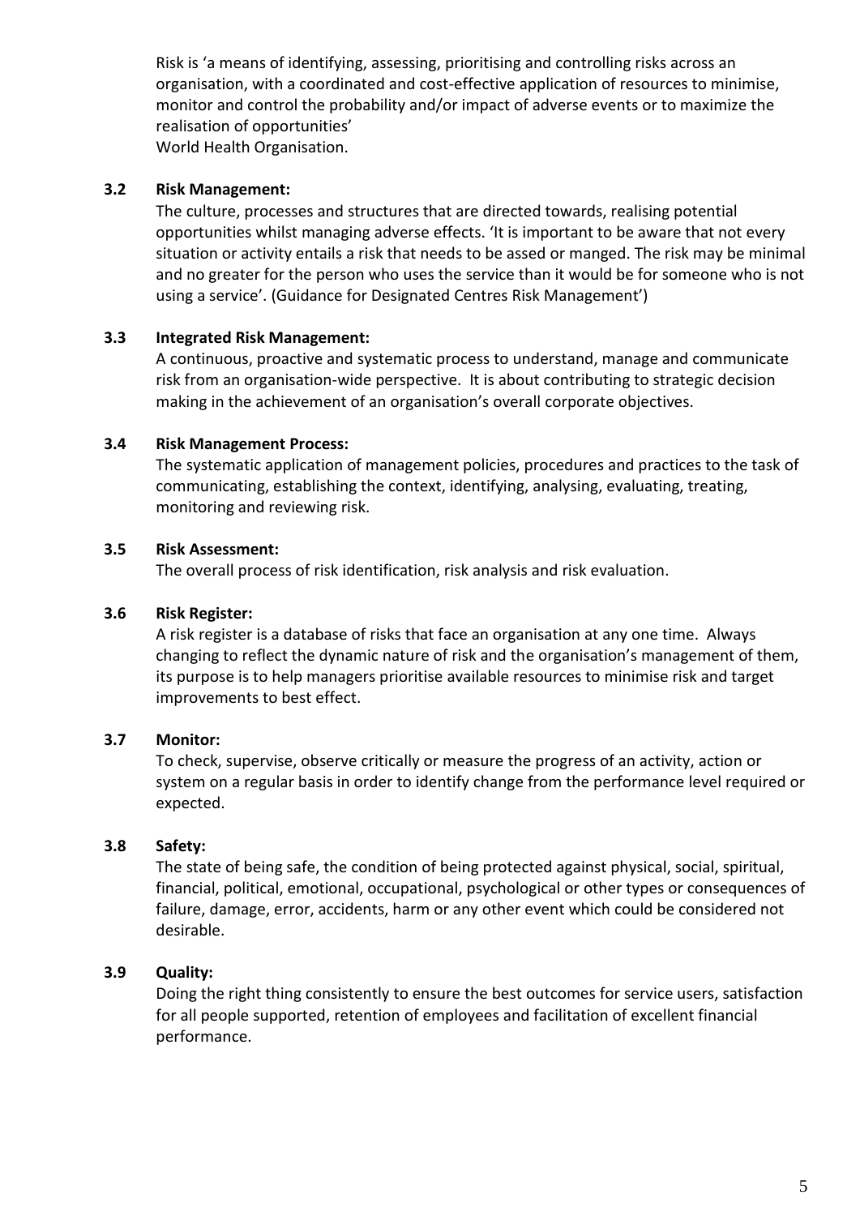Risk is 'a means of identifying, assessing, prioritising and controlling risks across an organisation, with a coordinated and cost-effective application of resources to minimise, monitor and control the probability and/or impact of adverse events or to maximize the realisation of opportunities'
World Health Organisation.

**3.2 Risk Management:**

The culture, processes and structures that are directed towards, realising potential opportunities whilst managing adverse effects. 'It is important to be aware that not every situation or activity entails a risk that needs to be assed or manged. The risk may be minimal and no greater for the person who uses the service than it would be for someone who is not using a service'. (Guidance for Designated Centres Risk Management')

**3.3 Integrated Risk Management:**

A continuous, proactive and systematic process to understand, manage and communicate risk from an organisation-wide perspective. It is about contributing to strategic decision making in the achievement of an organisation's overall corporate objectives.

**3.4 Risk Management Process:**

The systematic application of management policies, procedures and practices to the task of communicating, establishing the context, identifying, analysing, evaluating, treating, monitoring and reviewing risk.

**3.5 Risk Assessment:**

The overall process of risk identification, risk analysis and risk evaluation.

**3.6 Risk Register:**

A risk register is a database of risks that face an organisation at any one time. Always changing to reflect the dynamic nature of risk and the organisation's management of them, its purpose is to help managers prioritise available resources to minimise risk and target improvements to best effect.

**3.7 Monitor:**

To check, supervise, observe critically or measure the progress of an activity, action or system on a regular basis in order to identify change from the performance level required or expected.

**3.8 Safety:**

The state of being safe, the condition of being protected against physical, social, spiritual, financial, political, emotional, occupational, psychological or other types or consequences of failure, damage, error, accidents, harm or any other event which could be considered not desirable.

**3.9 Quality:**

Doing the right thing consistently to ensure the best outcomes for service users, satisfaction for all people supported, retention of employees and facilitation of excellent financial performance.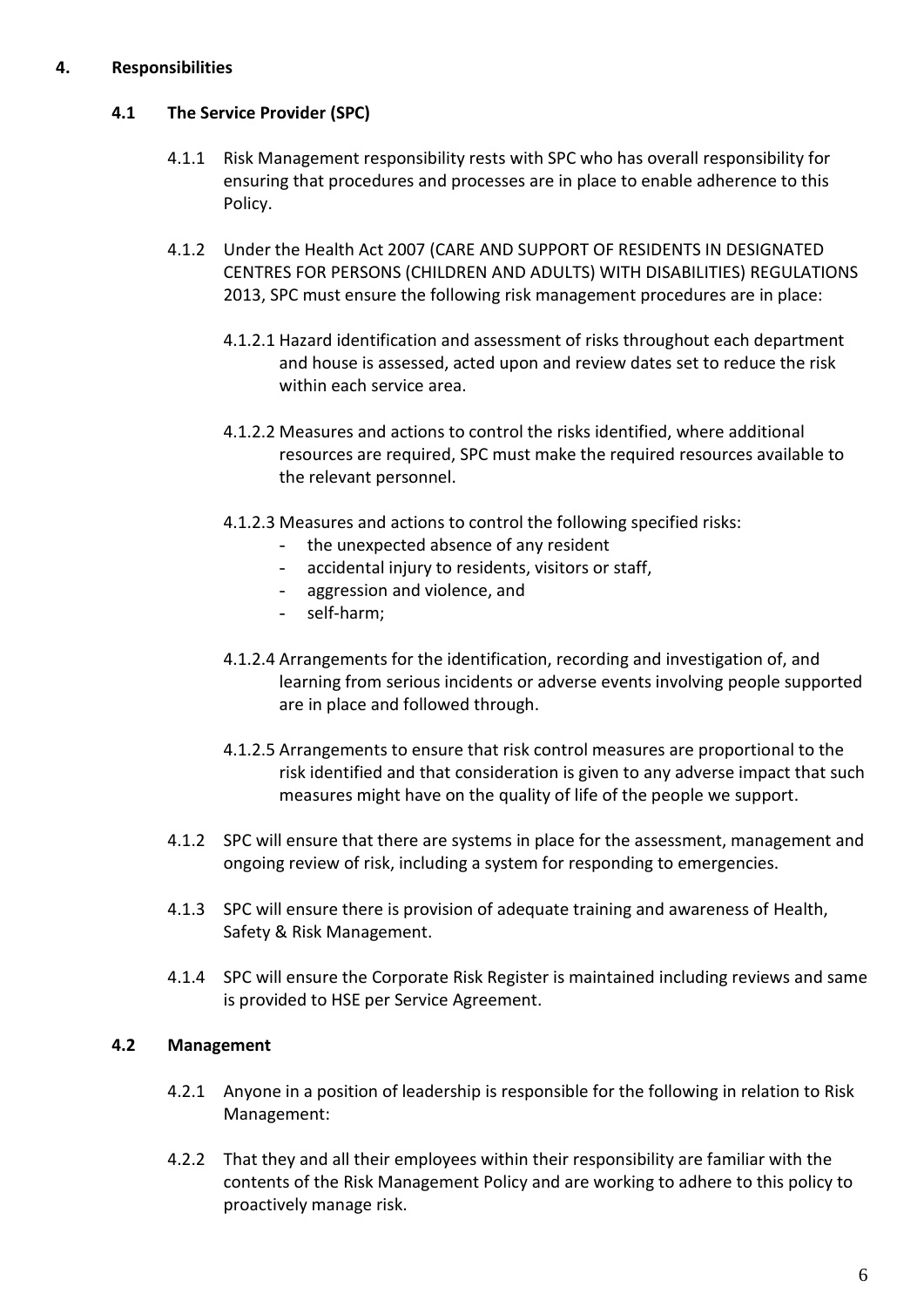## 4. Responsibilities

### 4.1 The Service Provider (SPC)

4.1.1 Risk Management responsibility rests with SPC who has overall responsibility for ensuring that procedures and processes are in place to enable adherence to this Policy.

4.1.2 Under the Health Act 2007 (CARE AND SUPPORT OF RESIDENTS IN DESIGNATED CENTRES FOR PERSONS (CHILDREN AND ADULTS) WITH DISABILITIES) REGULATIONS 2013, SPC must ensure the following risk management procedures are in place:

4.1.2.1 Hazard identification and assessment of risks throughout each department and house is assessed, acted upon and review dates set to reduce the risk within each service area.

4.1.2.2 Measures and actions to control the risks identified, where additional resources are required, SPC must make the required resources available to the relevant personnel.

4.1.2.3 Measures and actions to control the following specified risks:

- the unexpected absence of any resident
- accidental injury to residents, visitors or staff,
- aggression and violence, and
- self-harm;

4.1.2.4 Arrangements for the identification, recording and investigation of, and learning from serious incidents or adverse events involving people supported are in place and followed through.

4.1.2.5 Arrangements to ensure that risk control measures are proportional to the risk identified and that consideration is given to any adverse impact that such measures might have on the quality of life of the people we support.

4.1.2 SPC will ensure that there are systems in place for the assessment, management and ongoing review of risk, including a system for responding to emergencies.

4.1.3 SPC will ensure there is provision of adequate training and awareness of Health, Safety & Risk Management.

4.1.4 SPC will ensure the Corporate Risk Register is maintained including reviews and same is provided to HSE per Service Agreement.

### 4.2 Management

4.2.1 Anyone in a position of leadership is responsible for the following in relation to Risk Management:

4.2.2 That they and all their employees within their responsibility are familiar with the contents of the Risk Management Policy and are working to adhere to this policy to proactively manage risk.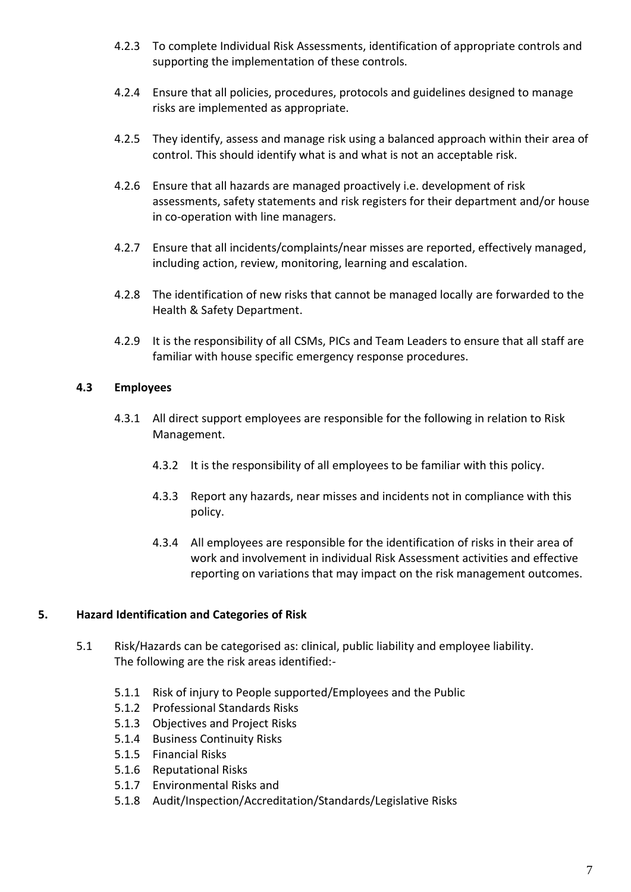4.2.3 To complete Individual Risk Assessments, identification of appropriate controls and supporting the implementation of these controls.

4.2.4 Ensure that all policies, procedures, protocols and guidelines designed to manage risks are implemented as appropriate.

4.2.5 They identify, assess and manage risk using a balanced approach within their area of control. This should identify what is and what is not an acceptable risk.

4.2.6 Ensure that all hazards are managed proactively i.e. development of risk assessments, safety statements and risk registers for their department and/or house in co-operation with line managers.

4.2.7 Ensure that all incidents/complaints/near misses are reported, effectively managed, including action, review, monitoring, learning and escalation.

4.2.8 The identification of new risks that cannot be managed locally are forwarded to the Health & Safety Department.

4.2.9 It is the responsibility of all CSMs, PICs and Team Leaders to ensure that all staff are familiar with house specific emergency response procedures.

### 4.3 Employees

4.3.1 All direct support employees are responsible for the following in relation to Risk Management.

- 4.3.2 It is the responsibility of all employees to be familiar with this policy.
- 4.3.3 Report any hazards, near misses and incidents not in compliance with this policy.
- 4.3.4 All employees are responsible for the identification of risks in their area of work and involvement in individual Risk Assessment activities and effective reporting on variations that may impact on the risk management outcomes.

## 5. Hazard Identification and Categories of Risk

5.1 Risk/Hazards can be categorised as: clinical, public liability and employee liability. The following are the risk areas identified:-

- 5.1.1 Risk of injury to People supported/Employees and the Public
- 5.1.2 Professional Standards Risks
- 5.1.3 Objectives and Project Risks
- 5.1.4 Business Continuity Risks
- 5.1.5 Financial Risks
- 5.1.6 Reputational Risks
- 5.1.7 Environmental Risks and
- 5.1.8 Audit/Inspection/Accreditation/Standards/Legislative Risks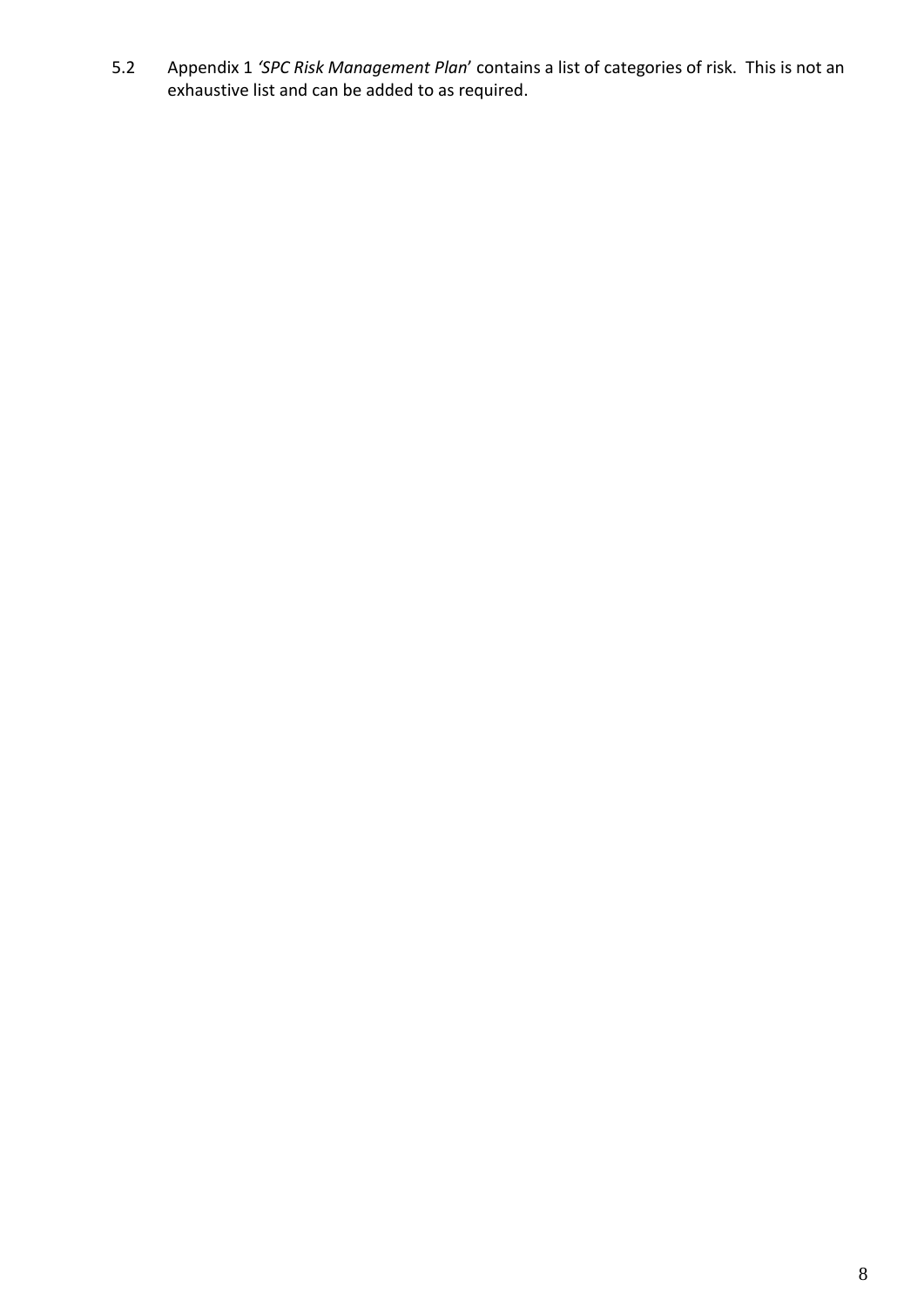5.2 Appendix 1 *'SPC Risk Management Plan'* contains a list of categories of risk. This is not an exhaustive list and can be added to as required.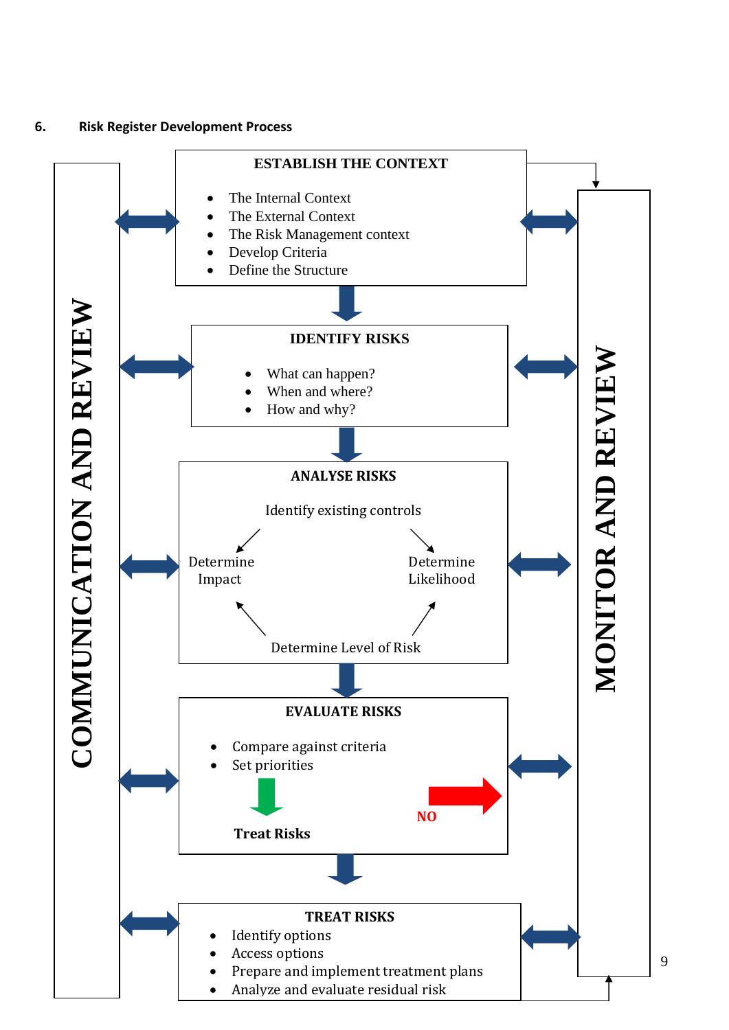## 6. Risk Register Development Process

COMMUNICATION AND REVIEW

**ESTABLISH THE CONTEXT**

- The Internal Context
- The External Context
- The Risk Management context
- Develop Criteria
- Define the Structure

**IDENTIFY RISKS**

- What can happen?
- When and where?
- How and why?

**ANALYSE RISKS**

Identify existing controls

Determine Impact

Determine Likelihood

Determine Level of Risk

**EVALUATE RISKS**

- Compare against criteria
- Set priorities

**Treat Risks**

NO

**TREAT RISKS**

- Identify options
- Access options
- Prepare and implement treatment plans
- Analyze and evaluate residual risk

MONITOR AND REVIEW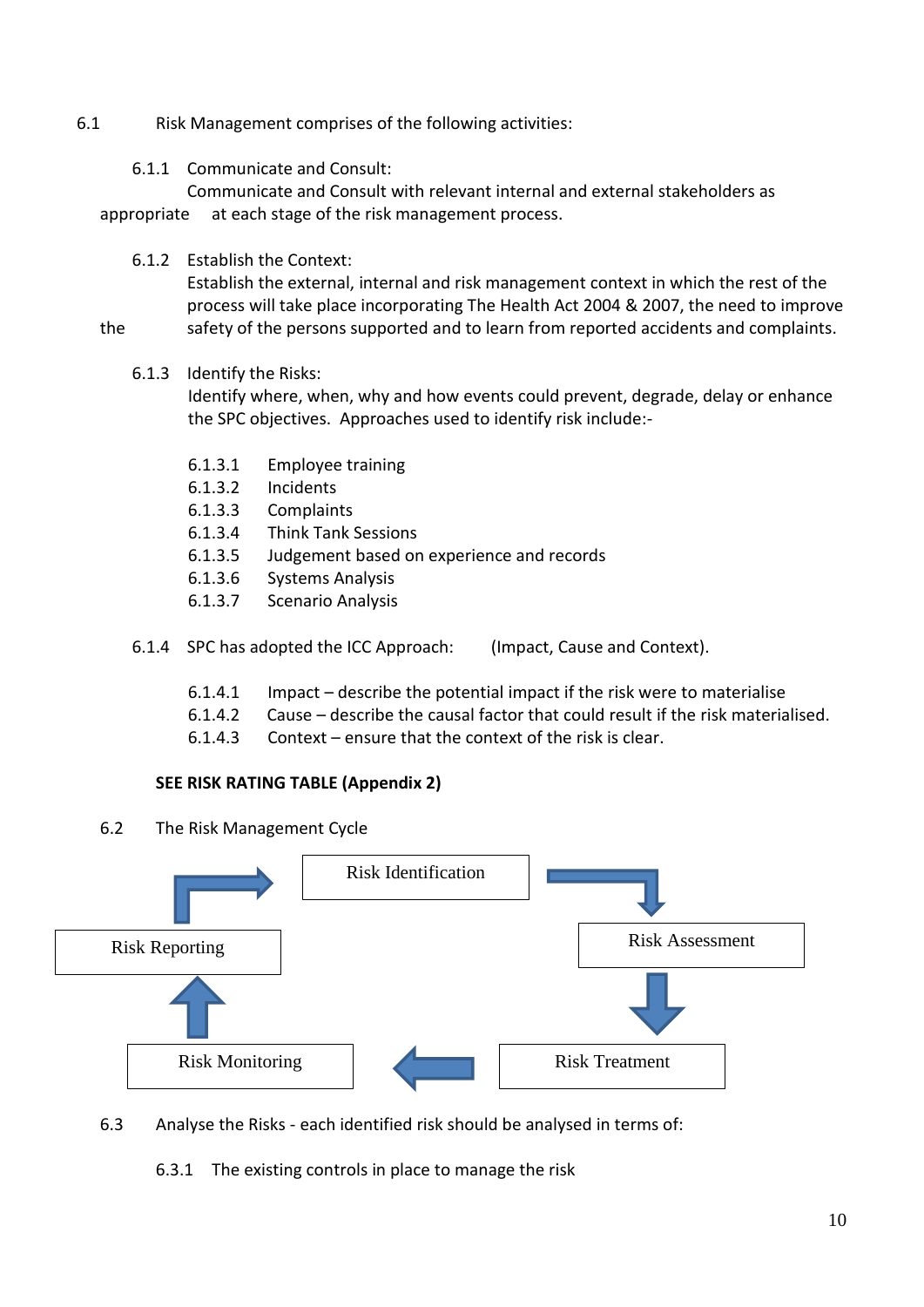6.1 Risk Management comprises of the following activities:

6.1.1 Communicate and Consult:
Communicate and Consult with relevant internal and external stakeholders as appropriate at each stage of the risk management process.

6.1.2 Establish the Context:
Establish the external, internal and risk management context in which the rest of the process will take place incorporating The Health Act 2004 & 2007, the need to improve the safety of the persons supported and to learn from reported accidents and complaints.

6.1.3 Identify the Risks:
Identify where, when, why and how events could prevent, degrade, delay or enhance the SPC objectives. Approaches used to identify risk include:-

- 6.1.3.1 Employee training
- 6.1.3.2 Incidents
- 6.1.3.3 Complaints
- 6.1.3.4 Think Tank Sessions
- 6.1.3.5 Judgement based on experience and records
- 6.1.3.6 Systems Analysis
- 6.1.3.7 Scenario Analysis

6.1.4 SPC has adopted the ICC Approach: (Impact, Cause and Context).

- 6.1.4.1 Impact – describe the potential impact if the risk were to materialise
- 6.1.4.2 Cause – describe the causal factor that could result if the risk materialised.
- 6.1.4.3 Context – ensure that the context of the risk is clear.

**SEE RISK RATING TABLE (Appendix 2)**

6.2 The Risk Management Cycle

Risk Identification → Risk Assessment → Risk Treatment → Risk Monitoring → Risk Reporting → Risk Identification

6.3 Analyse the Risks - each identified risk should be analysed in terms of:

6.3.1 The existing controls in place to manage the risk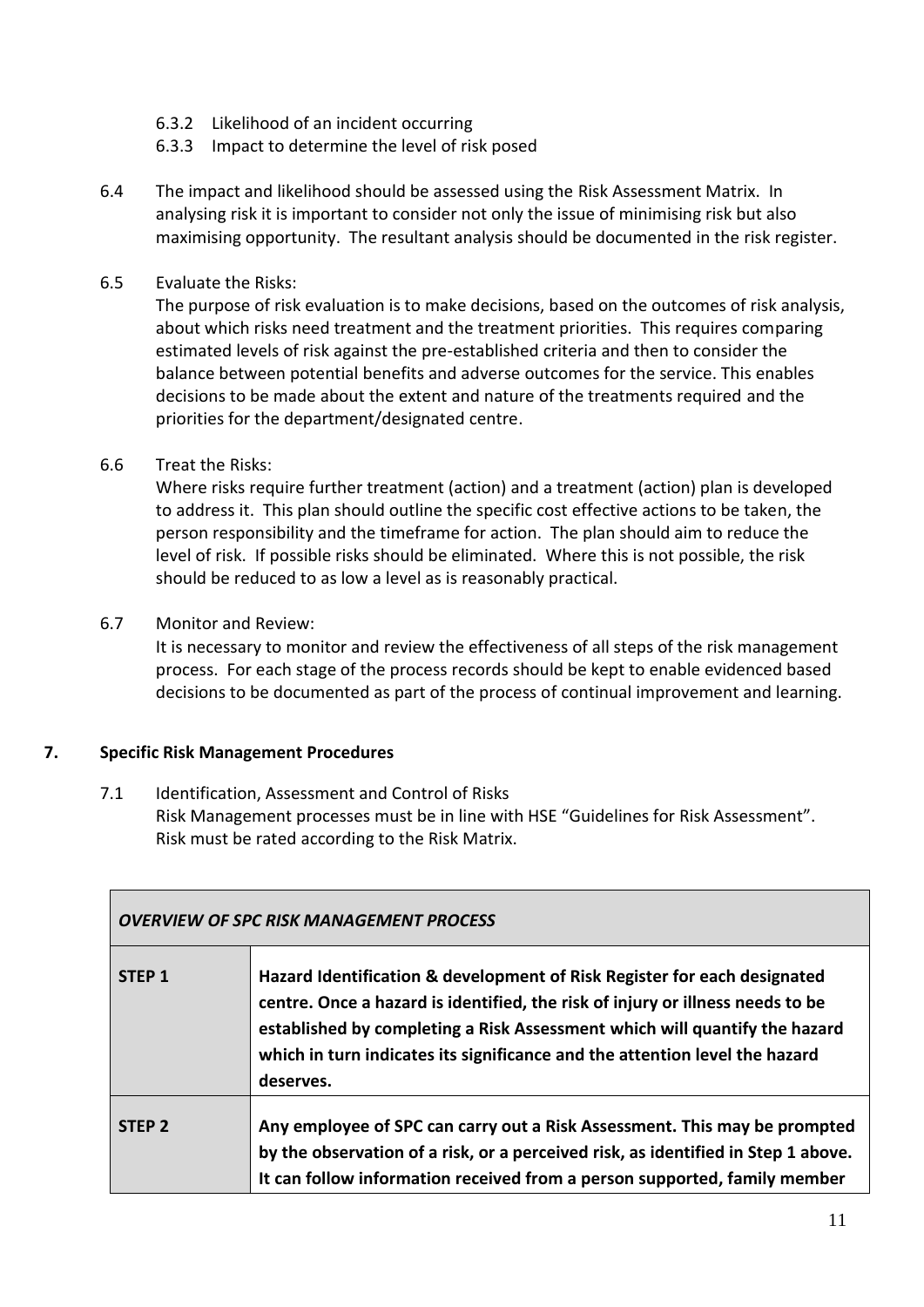6.3.2 Likelihood of an incident occurring

6.3.3 Impact to determine the level of risk posed

6.4 The impact and likelihood should be assessed using the Risk Assessment Matrix. In analysing risk it is important to consider not only the issue of minimising risk but also maximising opportunity. The resultant analysis should be documented in the risk register.

6.5 Evaluate the Risks:
The purpose of risk evaluation is to make decisions, based on the outcomes of risk analysis, about which risks need treatment and the treatment priorities. This requires comparing estimated levels of risk against the pre-established criteria and then to consider the balance between potential benefits and adverse outcomes for the service. This enables decisions to be made about the extent and nature of the treatments required and the priorities for the department/designated centre.

6.6 Treat the Risks:
Where risks require further treatment (action) and a treatment (action) plan is developed to address it. This plan should outline the specific cost effective actions to be taken, the person responsibility and the timeframe for action. The plan should aim to reduce the level of risk. If possible risks should be eliminated. Where this is not possible, the risk should be reduced to as low a level as is reasonably practical.

6.7 Monitor and Review:
It is necessary to monitor and review the effectiveness of all steps of the risk management process. For each stage of the process records should be kept to enable evidenced based decisions to be documented as part of the process of continual improvement and learning.

## 7. Specific Risk Management Procedures

7.1 Identification, Assessment and Control of Risks
Risk Management processes must be in line with HSE "Guidelines for Risk Assessment". Risk must be rated according to the Risk Matrix.

| ***OVERVIEW OF SPC RISK MANAGEMENT PROCESS*** | |
|---|---|
| **STEP 1** | **Hazard Identification & development of Risk Register for each designated centre. Once a hazard is identified, the risk of injury or illness needs to be established by completing a Risk Assessment which will quantify the hazard which in turn indicates its significance and the attention level the hazard deserves.** |
| **STEP 2** | **Any employee of SPC can carry out a Risk Assessment. This may be prompted by the observation of a risk, or a perceived risk, as identified in Step 1 above. It can follow information received from a person supported, family member** |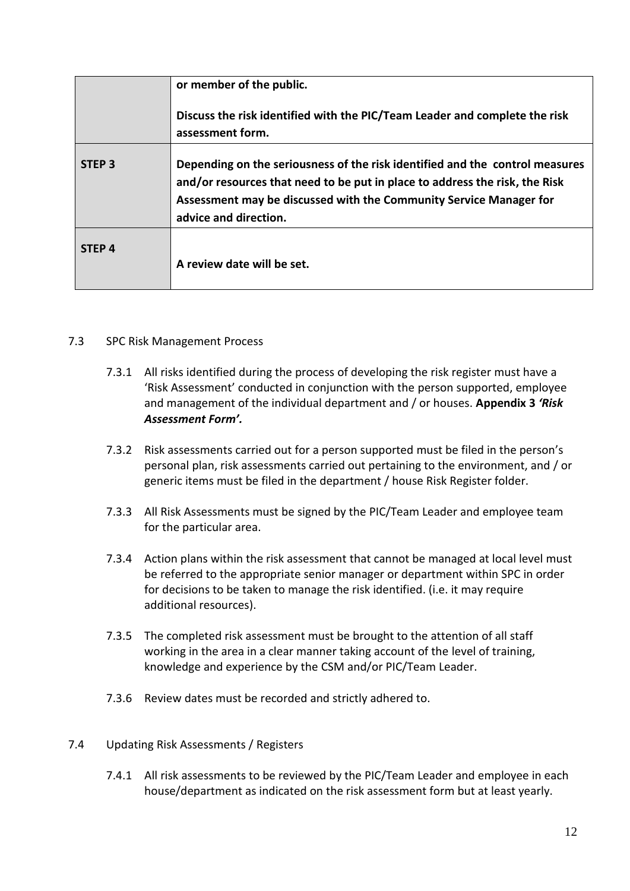| | |
|---|---|
| | **or member of the public.**<br><br>**Discuss the risk identified with the PIC/Team Leader and complete the risk assessment form.** |
| **STEP 3** | **Depending on the seriousness of the risk identified and the control measures and/or resources that need to be put in place to address the risk, the Risk Assessment may be discussed with the Community Service Manager for advice and direction.** |
| **STEP 4** | **A review date will be set.** |

7.3 SPC Risk Management Process

7.3.1 All risks identified during the process of developing the risk register must have a 'Risk Assessment' conducted in conjunction with the person supported, employee and management of the individual department and / or houses. **Appendix 3** ***'Risk Assessment Form'.***

7.3.2 Risk assessments carried out for a person supported must be filed in the person's personal plan, risk assessments carried out pertaining to the environment, and / or generic items must be filed in the department / house Risk Register folder.

7.3.3 All Risk Assessments must be signed by the PIC/Team Leader and employee team for the particular area.

7.3.4 Action plans within the risk assessment that cannot be managed at local level must be referred to the appropriate senior manager or department within SPC in order for decisions to be taken to manage the risk identified. (i.e. it may require additional resources).

7.3.5 The completed risk assessment must be brought to the attention of all staff working in the area in a clear manner taking account of the level of training, knowledge and experience by the CSM and/or PIC/Team Leader.

7.3.6 Review dates must be recorded and strictly adhered to.

7.4 Updating Risk Assessments / Registers

7.4.1 All risk assessments to be reviewed by the PIC/Team Leader and employee in each house/department as indicated on the risk assessment form but at least yearly.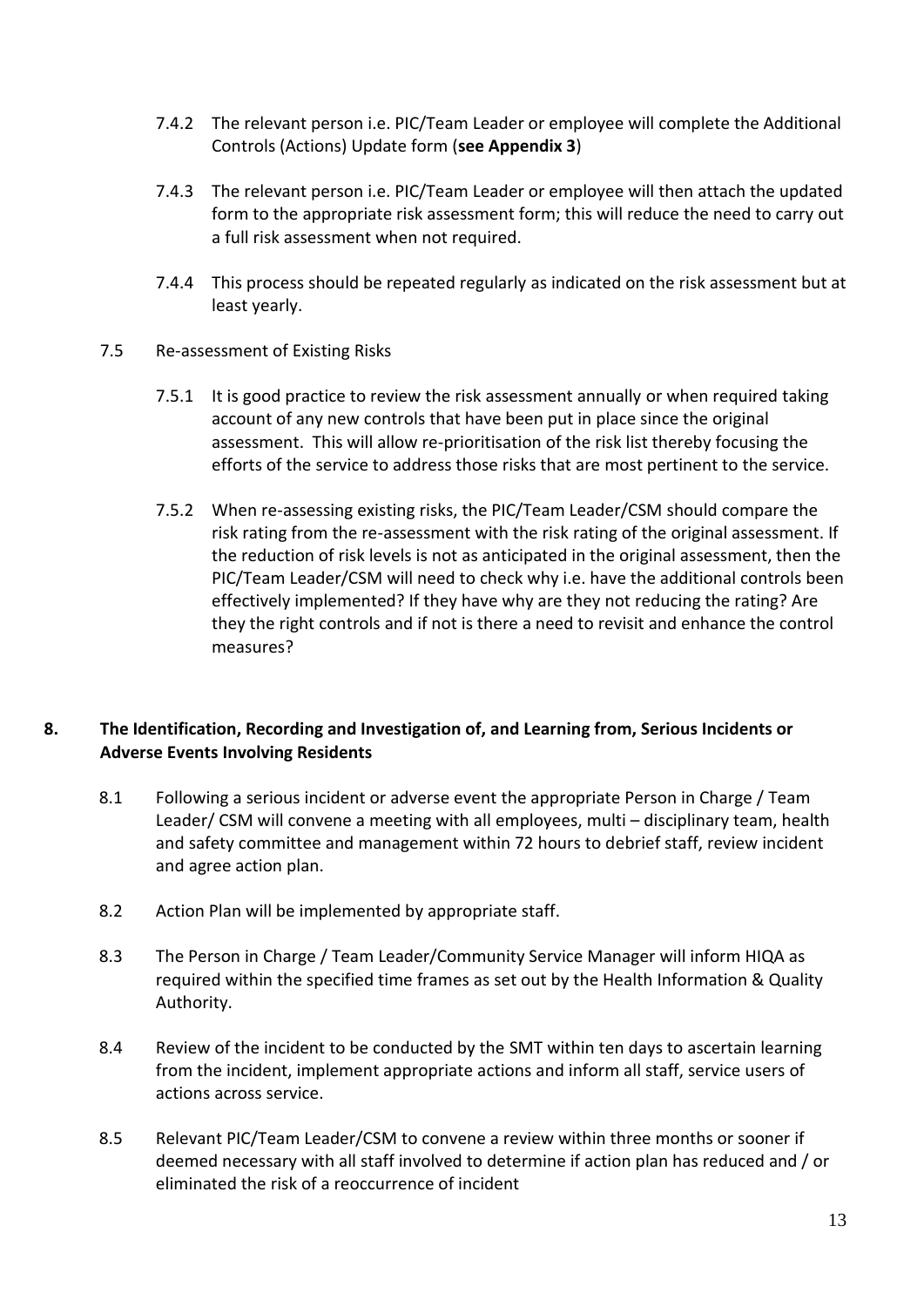7.4.2 The relevant person i.e. PIC/Team Leader or employee will complete the Additional Controls (Actions) Update form (**see Appendix 3**)

7.4.3 The relevant person i.e. PIC/Team Leader or employee will then attach the updated form to the appropriate risk assessment form; this will reduce the need to carry out a full risk assessment when not required.

7.4.4 This process should be repeated regularly as indicated on the risk assessment but at least yearly.

7.5 Re-assessment of Existing Risks

7.5.1 It is good practice to review the risk assessment annually or when required taking account of any new controls that have been put in place since the original assessment. This will allow re-prioritisation of the risk list thereby focusing the efforts of the service to address those risks that are most pertinent to the service.

7.5.2 When re-assessing existing risks, the PIC/Team Leader/CSM should compare the risk rating from the re-assessment with the risk rating of the original assessment. If the reduction of risk levels is not as anticipated in the original assessment, then the PIC/Team Leader/CSM will need to check why i.e. have the additional controls been effectively implemented? If they have why are they not reducing the rating? Are they the right controls and if not is there a need to revisit and enhance the control measures?

## 8. The Identification, Recording and Investigation of, and Learning from, Serious Incidents or Adverse Events Involving Residents

8.1 Following a serious incident or adverse event the appropriate Person in Charge / Team Leader/ CSM will convene a meeting with all employees, multi – disciplinary team, health and safety committee and management within 72 hours to debrief staff, review incident and agree action plan.

8.2 Action Plan will be implemented by appropriate staff.

8.3 The Person in Charge / Team Leader/Community Service Manager will inform HIQA as required within the specified time frames as set out by the Health Information & Quality Authority.

8.4 Review of the incident to be conducted by the SMT within ten days to ascertain learning from the incident, implement appropriate actions and inform all staff, service users of actions across service.

8.5 Relevant PIC/Team Leader/CSM to convene a review within three months or sooner if deemed necessary with all staff involved to determine if action plan has reduced and / or eliminated the risk of a reoccurrence of incident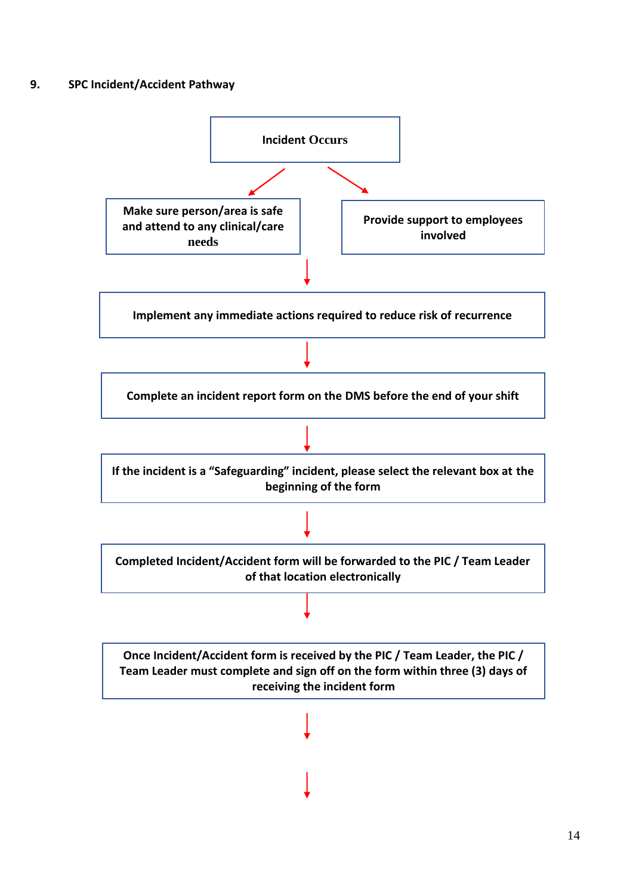## 9. SPC Incident/Accident Pathway

**Incident Occurs**

↓ ↓

**Make sure person/area is safe and attend to any clinical/care needs**

**Provide support to employees involved**

↓

**Implement any immediate actions required to reduce risk of recurrence**

↓

**Complete an incident report form on the DMS before the end of your shift**

↓

**If the incident is a "Safeguarding" incident, please select the relevant box at the beginning of the form**

↓

**Completed Incident/Accident form will be forwarded to the PIC / Team Leader of that location electronically**

↓

**Once Incident/Accident form is received by the PIC / Team Leader, the PIC / Team Leader must complete and sign off on the form within three (3) days of receiving the incident form**

↓

↓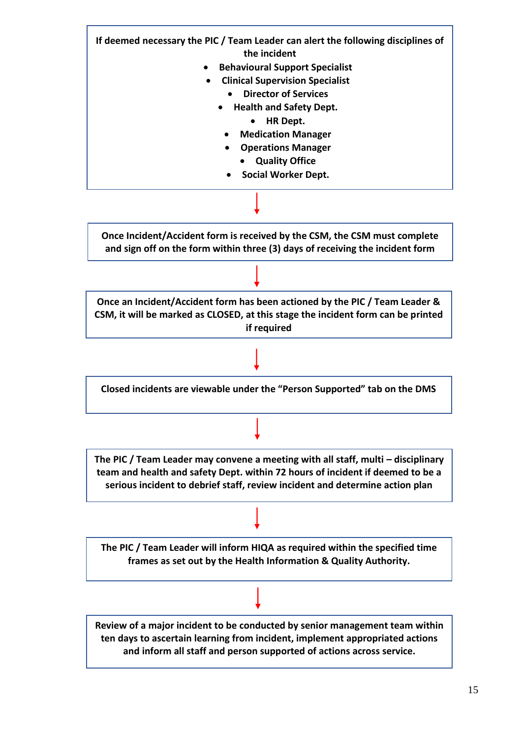**If deemed necessary the PIC / Team Leader can alert the following disciplines of the incident**

- **Behavioural Support Specialist**
- **Clinical Supervision Specialist**
- **Director of Services**
- **Health and Safety Dept.**
- **HR Dept.**
- **Medication Manager**
- **Operations Manager**
- **Quality Office**
- **Social Worker Dept.**

↓

**Once Incident/Accident form is received by the CSM, the CSM must complete and sign off on the form within three (3) days of receiving the incident form**

↓

**Once an Incident/Accident form has been actioned by the PIC / Team Leader & CSM, it will be marked as CLOSED, at this stage the incident form can be printed if required**

↓

**Closed incidents are viewable under the "Person Supported" tab on the DMS**

↓

**The PIC / Team Leader may convene a meeting with all staff, multi – disciplinary team and health and safety Dept. within 72 hours of incident if deemed to be a serious incident to debrief staff, review incident and determine action plan**

↓

**The PIC / Team Leader will inform HIQA as required within the specified time frames as set out by the Health Information & Quality Authority.**

↓

**Review of a major incident to be conducted by senior management team within ten days to ascertain learning from incident, implement appropriated actions and inform all staff and person supported of actions across service.**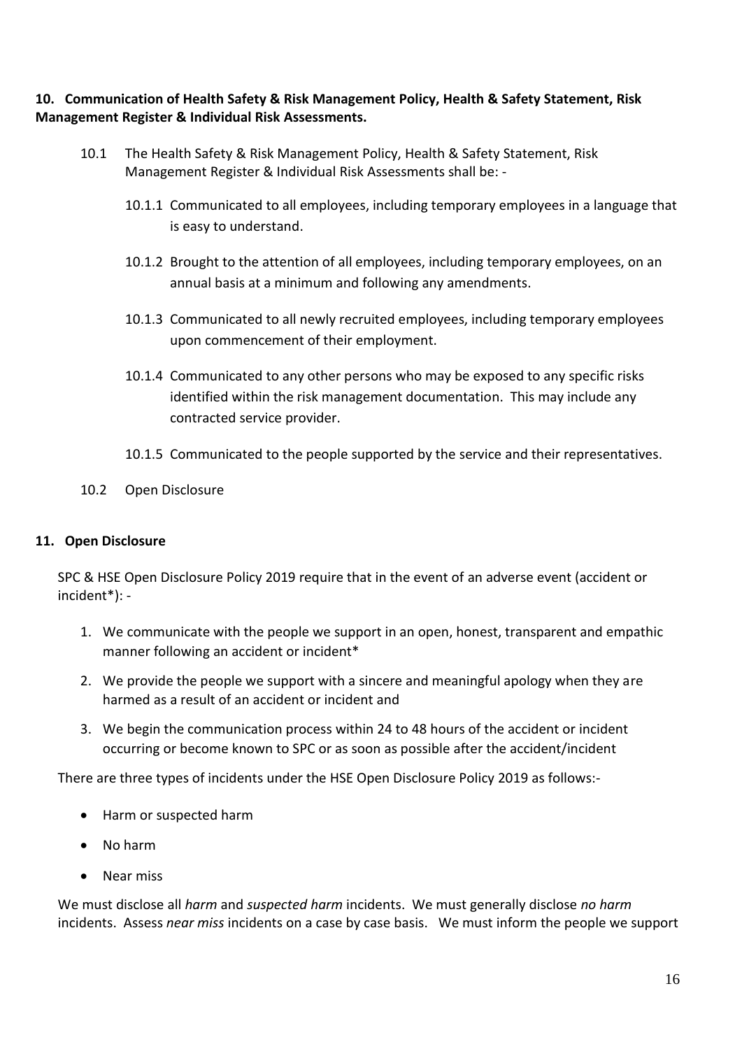## 10. Communication of Health Safety & Risk Management Policy, Health & Safety Statement, Risk Management Register & Individual Risk Assessments.

10.1 The Health Safety & Risk Management Policy, Health & Safety Statement, Risk Management Register & Individual Risk Assessments shall be: -

- 10.1.1 Communicated to all employees, including temporary employees in a language that is easy to understand.
- 10.1.2 Brought to the attention of all employees, including temporary employees, on an annual basis at a minimum and following any amendments.
- 10.1.3 Communicated to all newly recruited employees, including temporary employees upon commencement of their employment.
- 10.1.4 Communicated to any other persons who may be exposed to any specific risks identified within the risk management documentation. This may include any contracted service provider.
- 10.1.5 Communicated to the people supported by the service and their representatives.

10.2 Open Disclosure

## 11. Open Disclosure

SPC & HSE Open Disclosure Policy 2019 require that in the event of an adverse event (accident or incident*): -

1. We communicate with the people we support in an open, honest, transparent and empathic manner following an accident or incident*
2. We provide the people we support with a sincere and meaningful apology when they are harmed as a result of an accident or incident and
3. We begin the communication process within 24 to 48 hours of the accident or incident occurring or become known to SPC or as soon as possible after the accident/incident

There are three types of incidents under the HSE Open Disclosure Policy 2019 as follows:-

- Harm or suspected harm
- No harm
- Near miss

We must disclose all *harm* and *suspected harm* incidents. We must generally disclose *no harm* incidents. Assess *near miss* incidents on a case by case basis. We must inform the people we support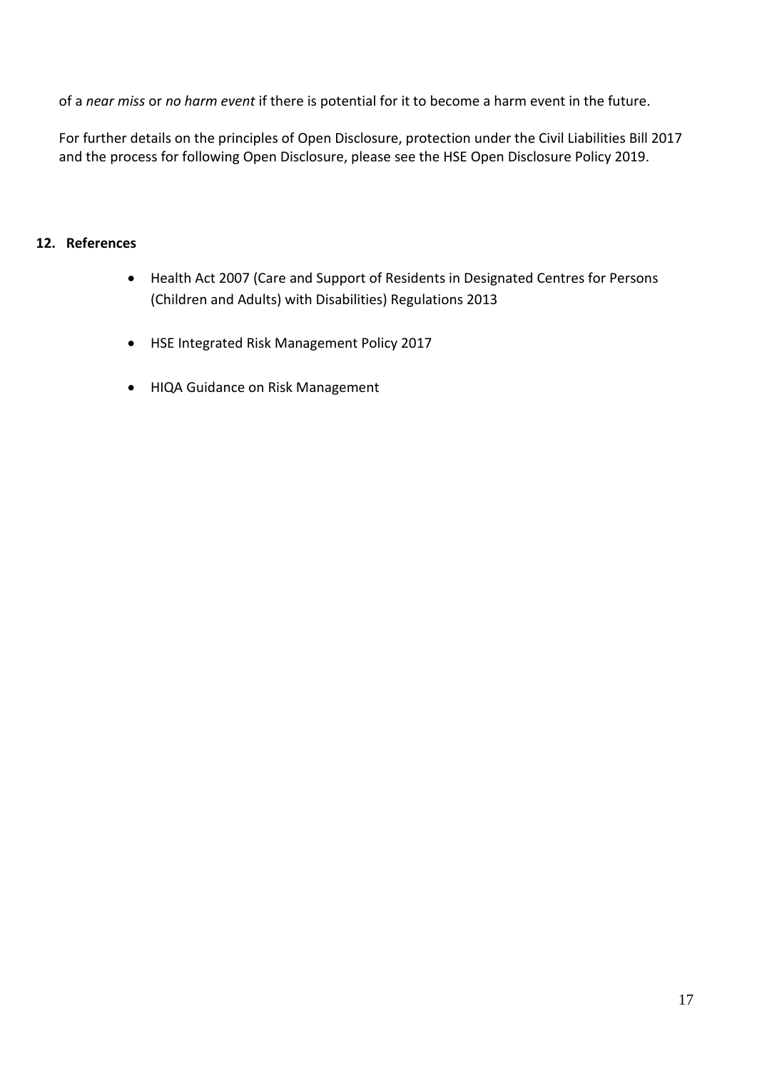of a *near miss* or *no harm event* if there is potential for it to become a harm event in the future.

For further details on the principles of Open Disclosure, protection under the Civil Liabilities Bill 2017 and the process for following Open Disclosure, please see the HSE Open Disclosure Policy 2019.

## 12. References

- Health Act 2007 (Care and Support of Residents in Designated Centres for Persons (Children and Adults) with Disabilities) Regulations 2013
- HSE Integrated Risk Management Policy 2017
- HIQA Guidance on Risk Management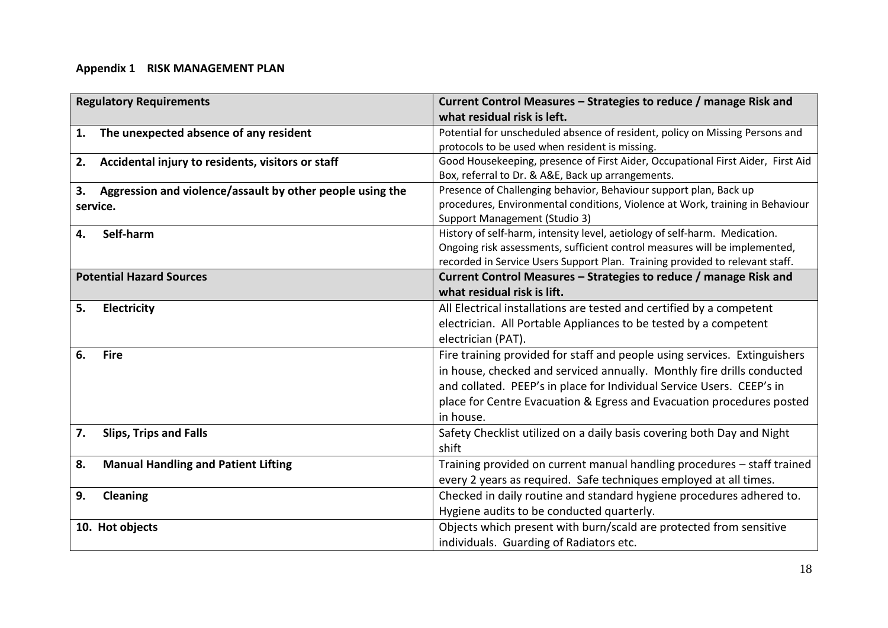**Appendix 1 RISK MANAGEMENT PLAN**

| Regulatory Requirements | Current Control Measures – Strategies to reduce / manage Risk and what residual risk is left. |
|---|---|
| **1. The unexpected absence of any resident** | Potential for unscheduled absence of resident, policy on Missing Persons and protocols to be used when resident is missing. |
| **2. Accidental injury to residents, visitors or staff** | Good Housekeeping, presence of First Aider, Occupational First Aider, First Aid Box, referral to Dr. & A&E, Back up arrangements. |
| **3. Aggression and violence/assault by other people using the service.** | Presence of Challenging behavior, Behaviour support plan, Back up procedures, Environmental conditions, Violence at Work, training in Behaviour Support Management (Studio 3) |
| **4. Self-harm** | History of self-harm, intensity level, aetiology of self-harm. Medication. Ongoing risk assessments, sufficient control measures will be implemented, recorded in Service Users Support Plan. Training provided to relevant staff. |
| **Potential Hazard Sources** | **Current Control Measures – Strategies to reduce / manage Risk and what residual risk is lift.** |
| **5. Electricity** | All Electrical installations are tested and certified by a competent electrician. All Portable Appliances to be tested by a competent electrician (PAT). |
| **6. Fire** | Fire training provided for staff and people using services. Extinguishers in house, checked and serviced annually. Monthly fire drills conducted and collated. PEEP's in place for Individual Service Users. CEEP's in place for Centre Evacuation & Egress and Evacuation procedures posted in house. |
| **7. Slips, Trips and Falls** | Safety Checklist utilized on a daily basis covering both Day and Night shift |
| **8. Manual Handling and Patient Lifting** | Training provided on current manual handling procedures – staff trained every 2 years as required. Safe techniques employed at all times. |
| **9. Cleaning** | Checked in daily routine and standard hygiene procedures adhered to. Hygiene audits to be conducted quarterly. |
| **10. Hot objects** | Objects which present with burn/scald are protected from sensitive individuals. Guarding of Radiators etc. |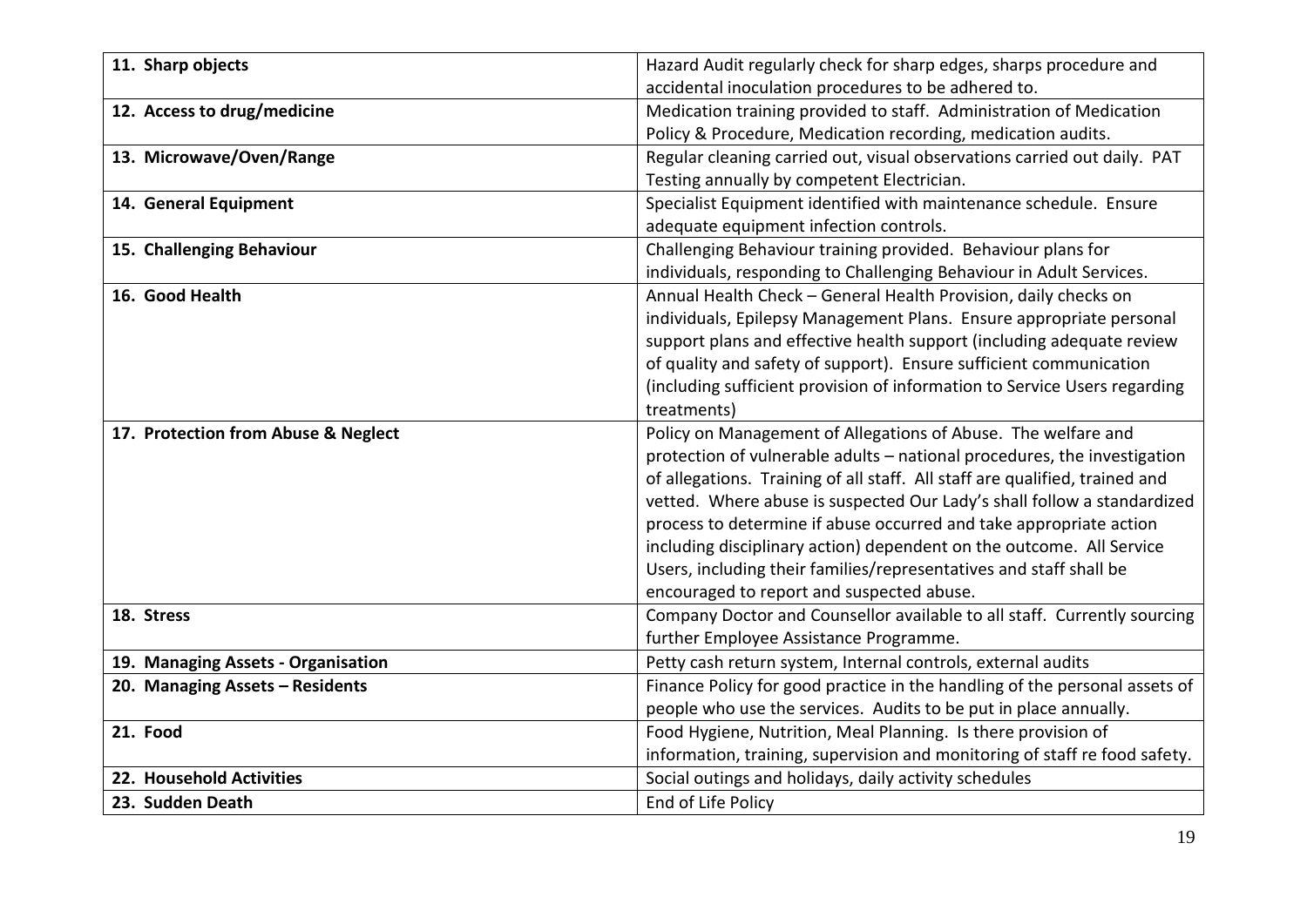| **11. Sharp objects** | Hazard Audit regularly check for sharp edges, sharps procedure and accidental inoculation procedures to be adhered to. |
|---|---|
| **12. Access to drug/medicine** | Medication training provided to staff. Administration of Medication Policy & Procedure, Medication recording, medication audits. |
| **13. Microwave/Oven/Range** | Regular cleaning carried out, visual observations carried out daily. PAT Testing annually by competent Electrician. |
| **14. General Equipment** | Specialist Equipment identified with maintenance schedule. Ensure adequate equipment infection controls. |
| **15. Challenging Behaviour** | Challenging Behaviour training provided. Behaviour plans for individuals, responding to Challenging Behaviour in Adult Services. |
| **16. Good Health** | Annual Health Check – General Health Provision, daily checks on individuals, Epilepsy Management Plans. Ensure appropriate personal support plans and effective health support (including adequate review of quality and safety of support). Ensure sufficient communication (including sufficient provision of information to Service Users regarding treatments) |
| **17. Protection from Abuse & Neglect** | Policy on Management of Allegations of Abuse. The welfare and protection of vulnerable adults – national procedures, the investigation of allegations. Training of all staff. All staff are qualified, trained and vetted. Where abuse is suspected Our Lady's shall follow a standardized process to determine if abuse occurred and take appropriate action including disciplinary action) dependent on the outcome. All Service Users, including their families/representatives and staff shall be encouraged to report and suspected abuse. |
| **18. Stress** | Company Doctor and Counsellor available to all staff. Currently sourcing further Employee Assistance Programme. |
| **19. Managing Assets - Organisation** | Petty cash return system, Internal controls, external audits |
| **20. Managing Assets – Residents** | Finance Policy for good practice in the handling of the personal assets of people who use the services. Audits to be put in place annually. |
| **21. Food** | Food Hygiene, Nutrition, Meal Planning. Is there provision of information, training, supervision and monitoring of staff re food safety. |
| **22. Household Activities** | Social outings and holidays, daily activity schedules |
| **23. Sudden Death** | End of Life Policy |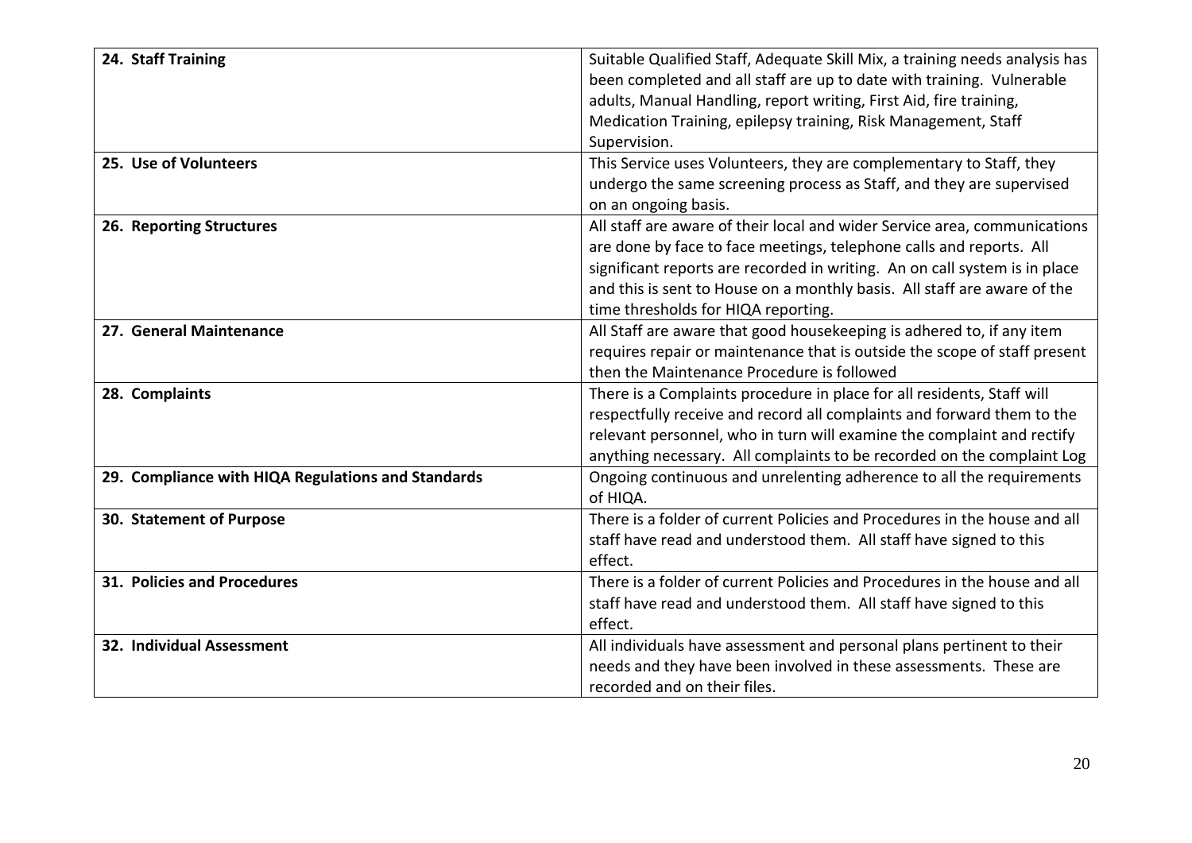| **24. Staff Training** | Suitable Qualified Staff, Adequate Skill Mix, a training needs analysis has been completed and all staff are up to date with training. Vulnerable adults, Manual Handling, report writing, First Aid, fire training, Medication Training, epilepsy training, Risk Management, Staff Supervision. |
|---|---|
| **25. Use of Volunteers** | This Service uses Volunteers, they are complementary to Staff, they undergo the same screening process as Staff, and they are supervised on an ongoing basis. |
| **26. Reporting Structures** | All staff are aware of their local and wider Service area, communications are done by face to face meetings, telephone calls and reports. All significant reports are recorded in writing. An on call system is in place and this is sent to House on a monthly basis. All staff are aware of the time thresholds for HIQA reporting. |
| **27. General Maintenance** | All Staff are aware that good housekeeping is adhered to, if any item requires repair or maintenance that is outside the scope of staff present then the Maintenance Procedure is followed |
| **28. Complaints** | There is a Complaints procedure in place for all residents, Staff will respectfully receive and record all complaints and forward them to the relevant personnel, who in turn will examine the complaint and rectify anything necessary. All complaints to be recorded on the complaint Log |
| **29. Compliance with HIQA Regulations and Standards** | Ongoing continuous and unrelenting adherence to all the requirements of HIQA. |
| **30. Statement of Purpose** | There is a folder of current Policies and Procedures in the house and all staff have read and understood them. All staff have signed to this effect. |
| **31. Policies and Procedures** | There is a folder of current Policies and Procedures in the house and all staff have read and understood them. All staff have signed to this effect. |
| **32. Individual Assessment** | All individuals have assessment and personal plans pertinent to their needs and they have been involved in these assessments. These are recorded and on their files. |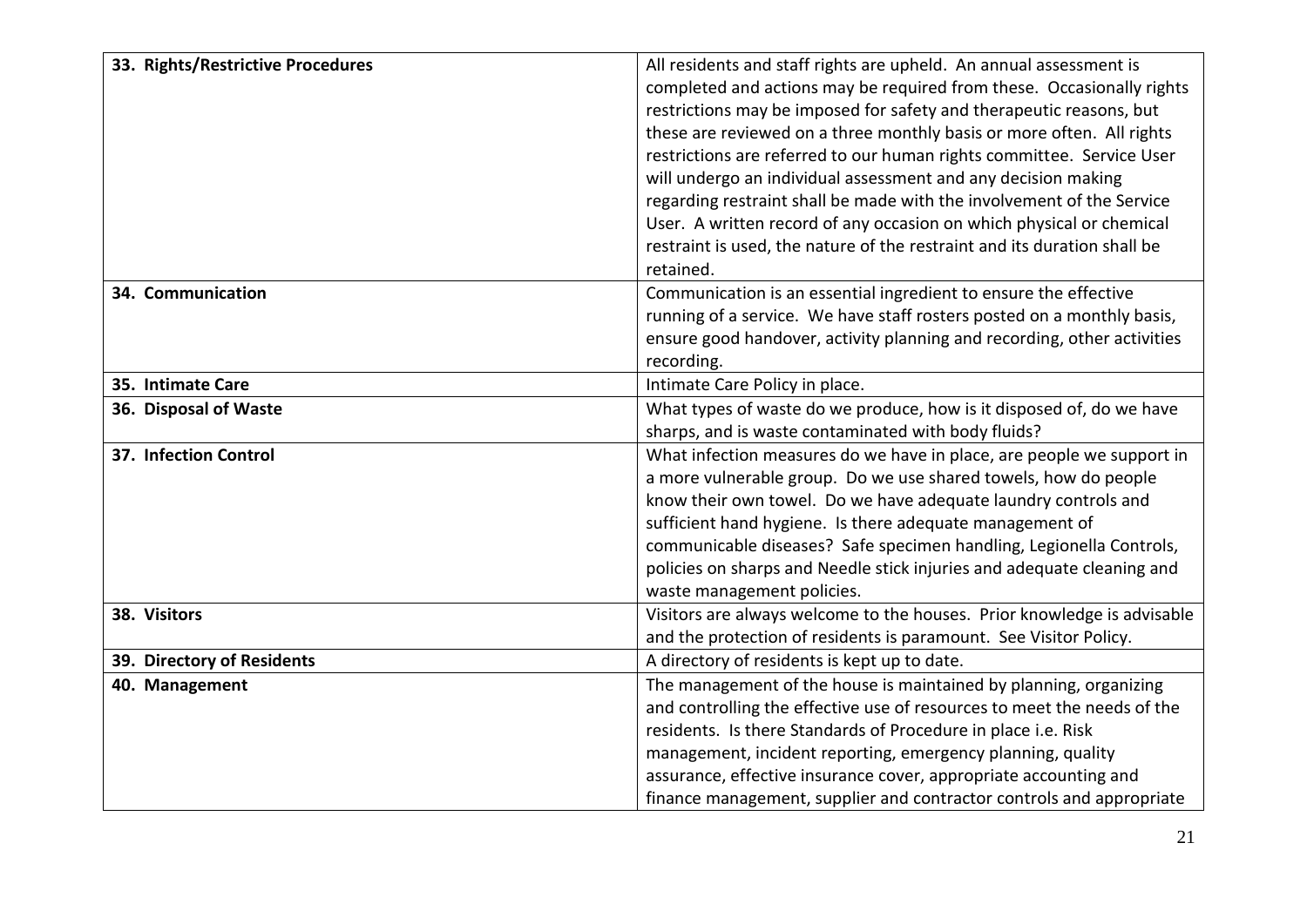| | |
|---|---|
| **33. Rights/Restrictive Procedures** | All residents and staff rights are upheld. An annual assessment is completed and actions may be required from these. Occasionally rights restrictions may be imposed for safety and therapeutic reasons, but these are reviewed on a three monthly basis or more often. All rights restrictions are referred to our human rights committee. Service User will undergo an individual assessment and any decision making regarding restraint shall be made with the involvement of the Service User. A written record of any occasion on which physical or chemical restraint is used, the nature of the restraint and its duration shall be retained. |
| **34. Communication** | Communication is an essential ingredient to ensure the effective running of a service. We have staff rosters posted on a monthly basis, ensure good handover, activity planning and recording, other activities recording. |
| **35. Intimate Care** | Intimate Care Policy in place. |
| **36. Disposal of Waste** | What types of waste do we produce, how is it disposed of, do we have sharps, and is waste contaminated with body fluids? |
| **37. Infection Control** | What infection measures do we have in place, are people we support in a more vulnerable group. Do we use shared towels, how do people know their own towel. Do we have adequate laundry controls and sufficient hand hygiene. Is there adequate management of communicable diseases? Safe specimen handling, Legionella Controls, policies on sharps and Needle stick injuries and adequate cleaning and waste management policies. |
| **38. Visitors** | Visitors are always welcome to the houses. Prior knowledge is advisable and the protection of residents is paramount. See Visitor Policy. |
| **39. Directory of Residents** | A directory of residents is kept up to date. |
| **40. Management** | The management of the house is maintained by planning, organizing and controlling the effective use of resources to meet the needs of the residents. Is there Standards of Procedure in place i.e. Risk management, incident reporting, emergency planning, quality assurance, effective insurance cover, appropriate accounting and finance management, supplier and contractor controls and appropriate |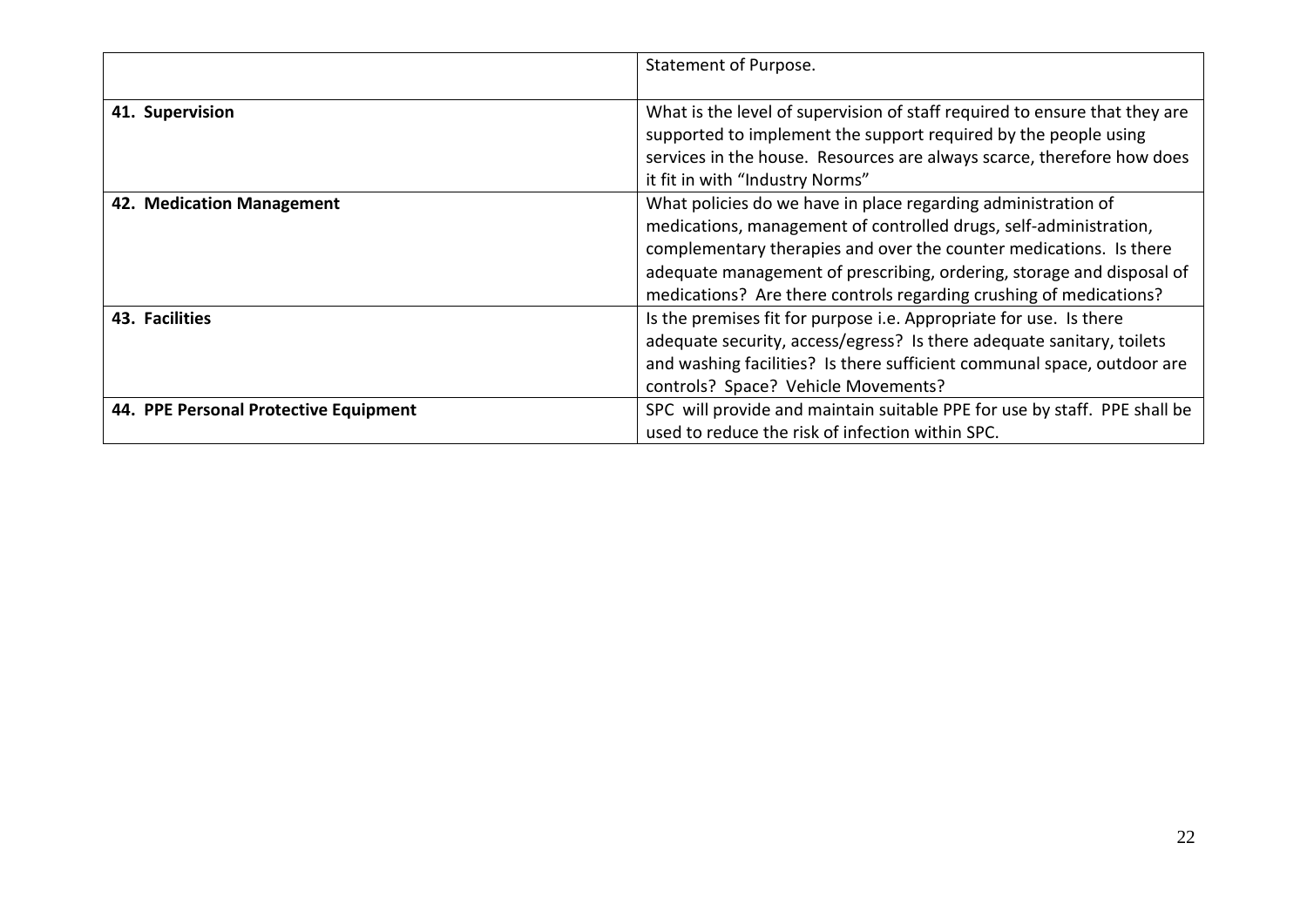| | |
|---|---|
| | Statement of Purpose. |
| **41. Supervision** | What is the level of supervision of staff required to ensure that they are supported to implement the support required by the people using services in the house. Resources are always scarce, therefore how does it fit in with "Industry Norms" |
| **42. Medication Management** | What policies do we have in place regarding administration of medications, management of controlled drugs, self-administration, complementary therapies and over the counter medications. Is there adequate management of prescribing, ordering, storage and disposal of medications? Are there controls regarding crushing of medications? |
| **43. Facilities** | Is the premises fit for purpose i.e. Appropriate for use. Is there adequate security, access/egress? Is there adequate sanitary, toilets and washing facilities? Is there sufficient communal space, outdoor are controls? Space? Vehicle Movements? |
| **44. PPE Personal Protective Equipment** | SPC will provide and maintain suitable PPE for use by staff. PPE shall be used to reduce the risk of infection within SPC. |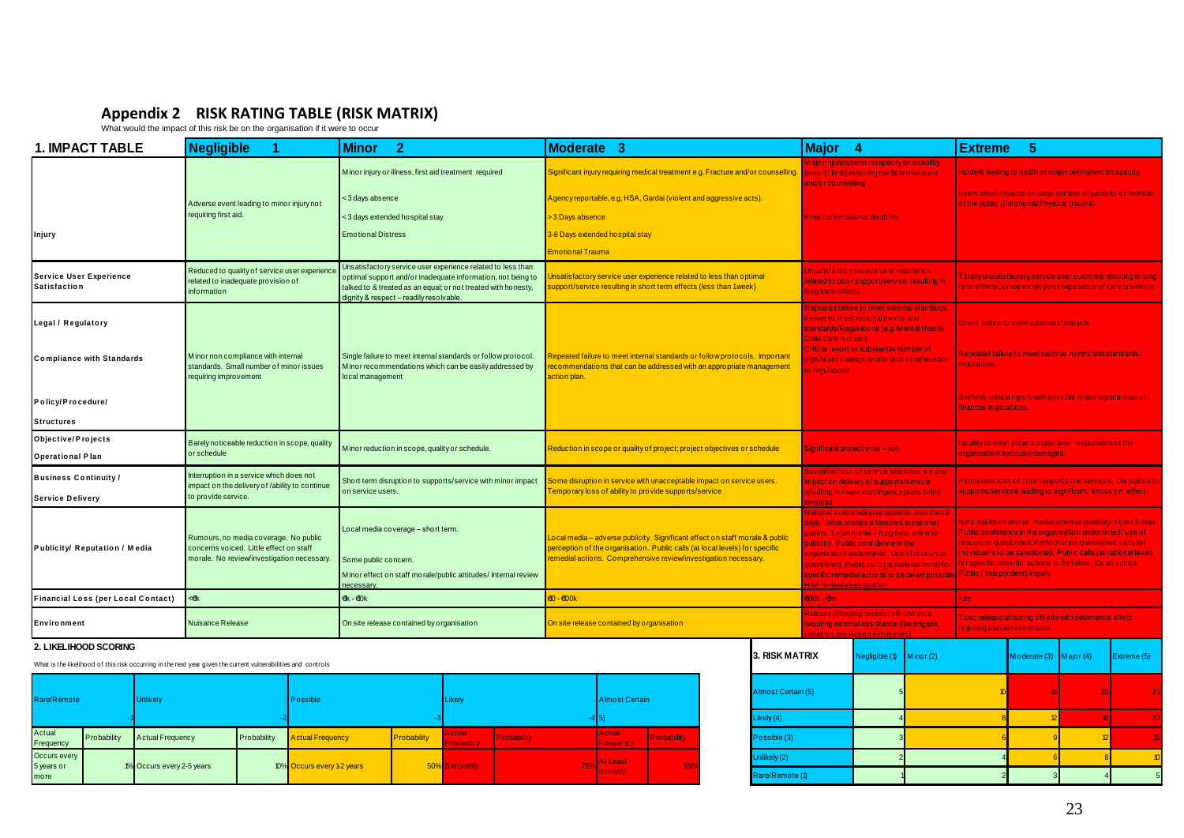## Appendix 2 RISK RATING TABLE (RISK MATRIX)

What would the impact of this risk be on the organisation if it were to occur

| 1. IMPACT TABLE | Negligible 1 | Minor 2 | Moderate 3 | Major 4 | Extreme 5 |
|---|---|---|---|---|---|
| Injury | Adverse event leading to minor injury not requiring first aid. | Minor injury or illness, first aid treatment required<br><3 days absence<br><3 days extended hospital stay<br>Emotional Distress | Significant injury requiring medical treatment e.g. Fracture and/or counselling.<br>Agency reportable, e.g. HSA, Gardai (violent and aggressive acts).<br>>3 Days absence<br>3-8 Days extended hospital stay<br>Emotional Trauma | Major injuries/long term incapacity or disability (loss of limb) requiring medical treatment and/or counselling<br>Physical/emotional disability | Incident leading to death or major permanent incapacity.<br>Event which impacts on large number of patients or member of the public (Emotional/Physical trauma) |
| Service User Experience Satisfaction | Reduced to quality of service user experience related to inadequate provision of information | Unsatisfactory service user experience related to less than optimal support and/or inadequate information, not being to talked to & treated as an equal; or not treated with honesty, dignity & respect – readily resolvable. | Unsatisfactory service user experience related to less than optimal support/service resulting in short term effects (less than 1week) | Unsatisfactory service user experience related to poor support/service resulting in long term effects | Totally unsatisfactory service user outcome resulting in long term effects, or extremely poor experience of care provision |
| Legal / Regulatory<br><br>Compliance with Standards<br><br>Policy/Procedure/<br>Structures | Minor non compliance with internal standards. Small number of minor issues requiring improvement | Single failure to meet internal standards or follow protocol. Minor recommendations which can be easily addressed by local management | Repeated failure to meet internal standards or follow protocols. Important recommendations that can be addressed with an appropriate management action plan. | Repeated failure to meet external standards. Failure to meet national norms and standards/Regulations (e.g. Mental Health, Child Care Act etc)<br>Critical report or substantial number of significant findings and/or lack of adherence to regulations. | Gross failure to meet external standards.<br>Repeated failure to meet national norms and standards / regulations.<br>Severely critical report with possible major reputational or financial implications. |
| Objective/Projects<br>Operational Plan | Barely noticeable reduction in scope, quality or schedule | Minor reduction in scope, quality or schedule. | Reduction in scope or quality of project; project objectives or schedule | Significant project over – run. | Inability to meet project objectives. Reputation of the organisation seriously damaged. |
| Business Continuity /<br>Service Delivery | Interruption in a service which does not impact on the delivery of /ability to continue to provide service. | Short term disruption to supports/service with minor impact on service users. | Some disruption in service with unacceptable impact on service users. Temporary loss of ability to provide supports/service | Sustained loss of service which has serious impact on delivery of supports/service resulting in major contingency plans being involved. | Permanent loss of core supports and services. Disruption to supports/services leading to significant "knock on" effect. |
| Publicity/ Reputation / Media | Rumours, no media coverage. No public concerns voiced. Little effect on staff morale. No review/investigation necessary. | Local media coverage – short term.<br>Some public concern.<br>Minor effect on staff morale/public attitudes/ Internal review necessary. | Local media – adverse publicity. Significant effect on staff morale & public perception of the organisation. Public calls (at local levels) for specific remedial actions. Comprehensive review/investigation necessary. | National media/adverse publicity, less than 3 days. News stories & features in national papers. Local media – long term adverse publicity. Public confidence in the organisation undermined. Use of resources questioned. Public calls (at national level) for specific remedial actions to be taken possible HSE review/investigation. | National/International media/adverse publicity, > than 3 days. Public confidence in the organisation undermined. use of resources questioned. Performance questioned, calls for individual's to be sanctioned. Public calls (at national level) for specific remedial actions to be taken. Court action. Public (Independent) Inquiry. |
| Financial Loss (per Local Contact) | <€k | €k - €0k | €0 - €00k | €00k - €m | >€m |
| Environment | Nuisance Release | On site release contained by organisation | On site release contained by organisation | Release affecting minimal off-site area requiring external assistance (fire brigade, radiation, protection service etc) | Toxic release affecting off-site with detrimental effect requiring outside assistance. |

### 2. LIKELIHOOD SCORING

What is the likelihood of this risk occurring in the next year given the current vulnerabilities and controls

| Rare/Remote (1) | | Unlikely (2) | | Possible (3) | | Likely (4) | | Almost Certain (5) | |
|---|---|---|---|---|---|---|---|---|---|
| Actual Frequency | Probability | Actual Frequency | Probability | Actual Frequency | Probability | Actual Frequency | Probability | Actual Frequency | Probability |
| Occurs every 5 years or more | 1% | Occurs every 2-5 years | 10% | Occurs every 1-2 years | 50% | Bi-monthly | 75% | At Least monthly | 99% |

### 3. RISK MATRIX

| | Negligible (1) | Minor (2) | Moderate (3) | Major (4) | Extreme (5) |
|---|---|---|---|---|---|
| Almost Certain (5) | 5 | 10 | 15 | 20 | 25 |
| Likely (4) | 4 | 8 | 12 | 16 | 20 |
| Possible (3) | 3 | 6 | 9 | 12 | 15 |
| Unlikely (2) | 2 | 4 | 6 | 8 | 10 |
| Rare/Remote (1) | 1 | 2 | 3 | 4 | 5 |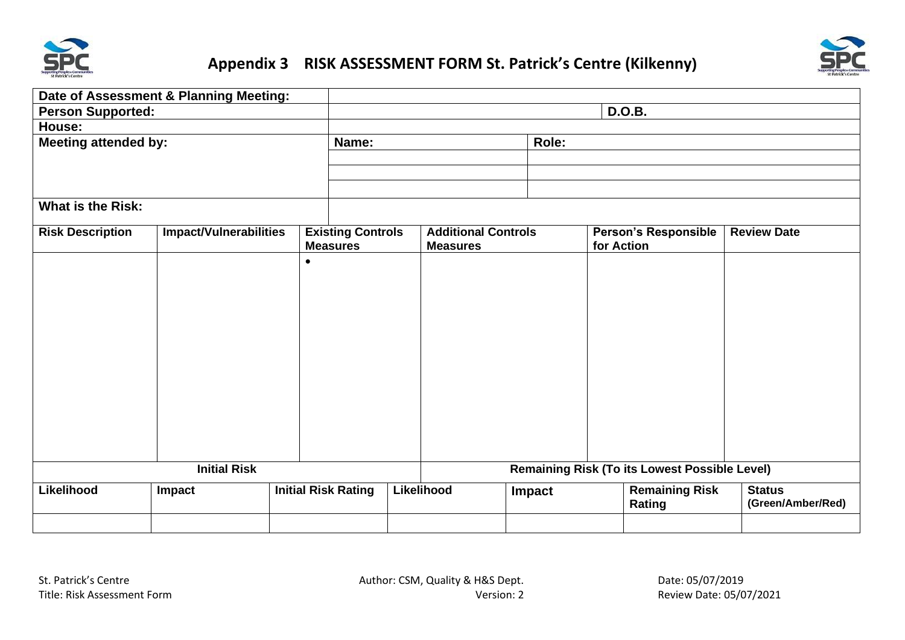# Appendix 3 RISK ASSESSMENT FORM St. Patrick's Centre (Kilkenny)

| **Date of Assessment & Planning Meeting:** | | |
|---|---|---|
| **Person Supported:** | | **D.O.B.** |
| **House:** | | |
| **Meeting attended by:** | **Name:** | **Role:** |
| | | |
| | | |
| | | |
| **What is the Risk:** | | |

| **Risk Description** | **Impact/Vulnerabilities** | **Existing Controls Measures** | **Additional Controls Measures** | **Person's Responsible for Action** | **Review Date** |
|---|---|---|---|---|---|
| | | • | | | |

| **Initial Risk** | | | **Remaining Risk (To its Lowest Possible Level)** | | | |
|---|---|---|---|---|---|---|
| **Likelihood** | **Impact** | **Initial Risk Rating** | **Likelihood** | **Impact** | **Remaining Risk Rating** | **Status (Green/Amber/Red)** |
| | | | | | | |

St. Patrick's Centre
Title: Risk Assessment Form

Author: CSM, Quality & H&S Dept.
Version: 2

Date: 05/07/2019
Review Date: 05/07/2021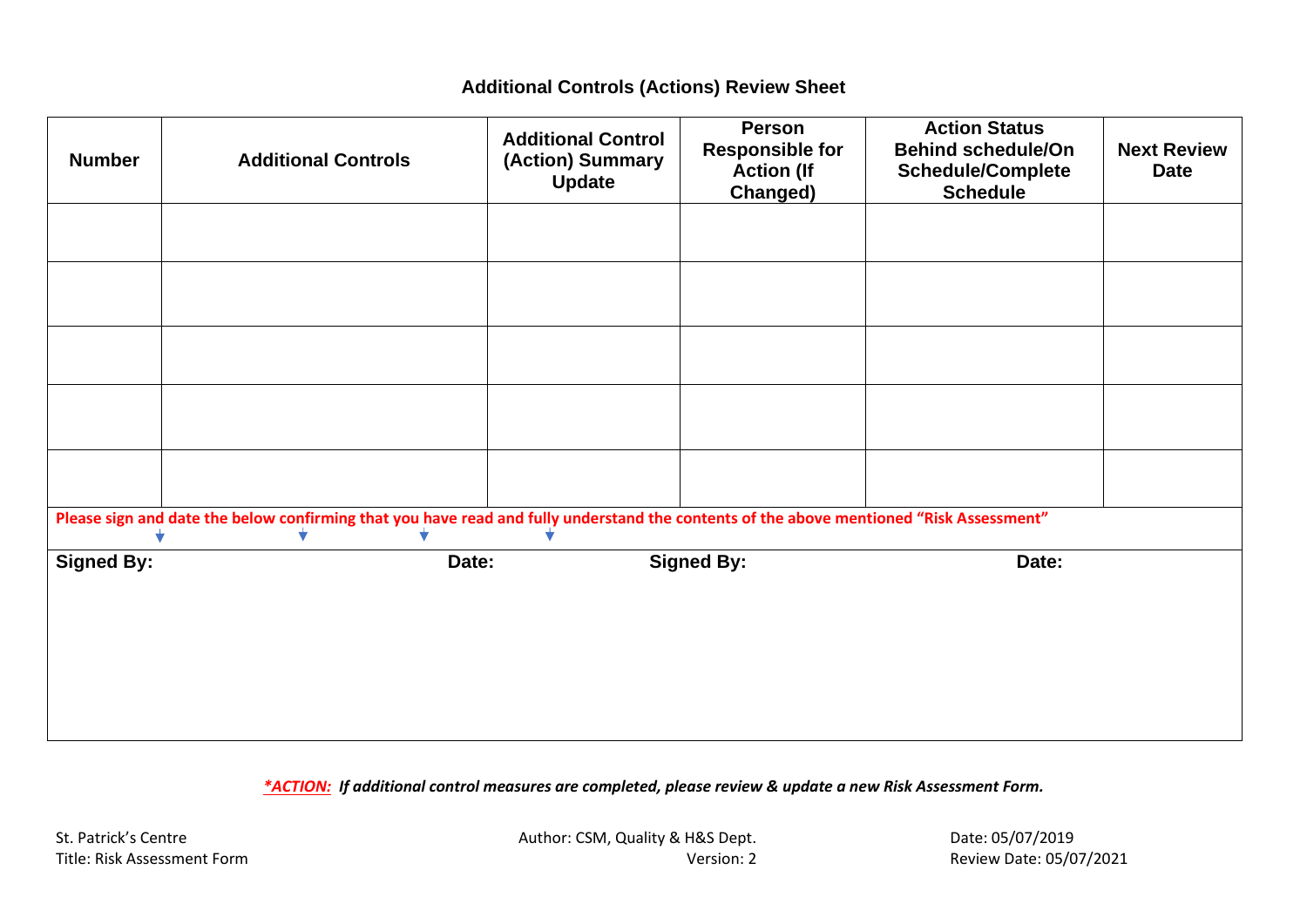## Additional Controls (Actions) Review Sheet

| Number | Additional Controls | Additional Control (Action) Summary Update | Person Responsible for Action (If Changed) | Action Status Behind schedule/On Schedule/Complete Schedule | Next Review Date |
|---|---|---|---|---|---|
| | | | | | |
| | | | | | |
| | | | | | |
| | | | | | |
| | | | | | |

**Please sign and date the below confirming that you have read and fully understand the contents of the above mentioned "Risk Assessment"**

| Signed By: | Date: | Signed By: | Date: |
|---|---|---|---|
| | | | |

***ACTION:** If additional control measures are completed, please review & update a new Risk Assessment Form.*

St. Patrick's Centre
Title: Risk Assessment Form

Author: CSM, Quality & H&S Dept.
Version: 2

Date: 05/07/2019
Review Date: 05/07/2021